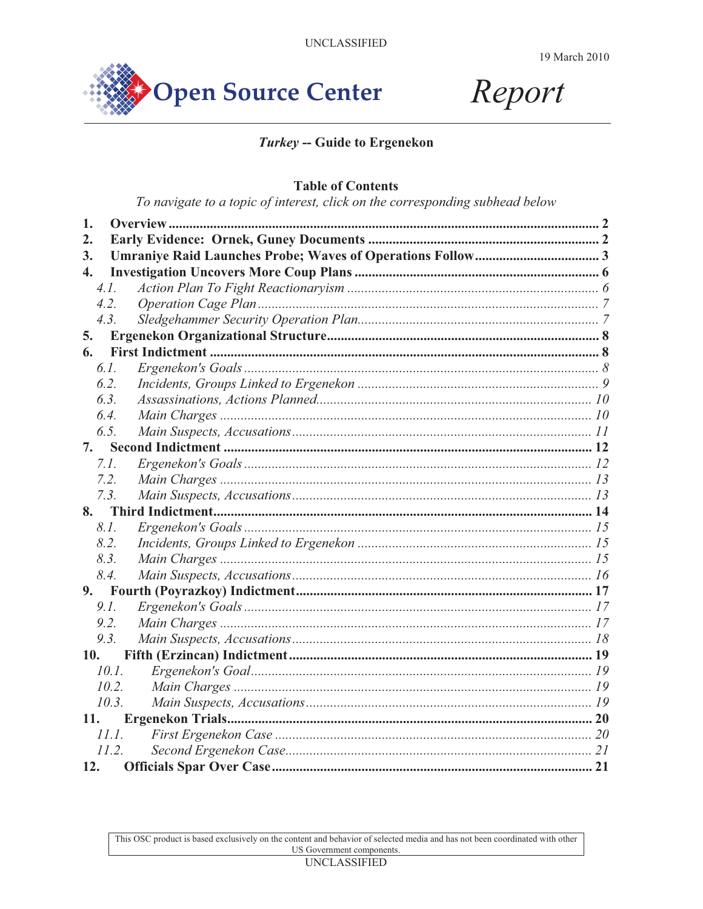UNCLASSIFIED

19 March 2010

Open Source Center **Report**

## *Turkey* -- Guide to Ergenekon

### Table of Contents

*To navigate to a topic of interest, click on the corresponding subhead below*

1. **Overview** ... 2
2. **Early Evidence: Ornek, Guney Documents** ... 2
3. **Umraniye Raid Launches Probe; Waves of Operations Follow** ... 3
4. **Investigation Uncovers More Coup Plans** ... 6
   - *4.1. Action Plan To Fight Reactionaryism* ... 6
   - *4.2. Operation Cage Plan* ... 7
   - *4.3. Sledgehammer Security Operation Plan* ... 7
5. **Ergenekon Organizational Structure** ... 8
6. **First Indictment** ... 8
   - *6.1. Ergenekon's Goals* ... 8
   - *6.2. Incidents, Groups Linked to Ergenekon* ... 9
   - *6.3. Assassinations, Actions Planned* ... 10
   - *6.4. Main Charges* ... 10
   - *6.5. Main Suspects, Accusations* ... 11
7. **Second Indictment** ... 12
   - *7.1. Ergenekon's Goals* ... 12
   - *7.2. Main Charges* ... 13
   - *7.3. Main Suspects, Accusations* ... 13
8. **Third Indictment** ... 14
   - *8.1. Ergenekon's Goals* ... 15
   - *8.2. Incidents, Groups Linked to Ergenekon* ... 15
   - *8.3. Main Charges* ... 15
   - *8.4. Main Suspects, Accusations* ... 16
9. **Fourth (Poyrazkoy) Indictment** ... 17
   - *9.1. Ergenekon's Goals* ... 17
   - *9.2. Main Charges* ... 17
   - *9.3. Main Suspects, Accusations* ... 18
10. **Fifth (Erzincan) Indictment** ... 19
    - *10.1. Ergenekon's Goal* ... 19
    - *10.2. Main Charges* ... 19
    - *10.3. Main Suspects, Accusations* ... 19
11. **Ergenekon Trials** ... 20
    - *11.1. First Ergenekon Case* ... 20
    - *11.2. Second Ergenekon Case* ... 21
12. **Officials Spar Over Case** ... 21

This OSC product is based exclusively on the content and behavior of selected media and has not been coordinated with other US Government components.

UNCLASSIFIED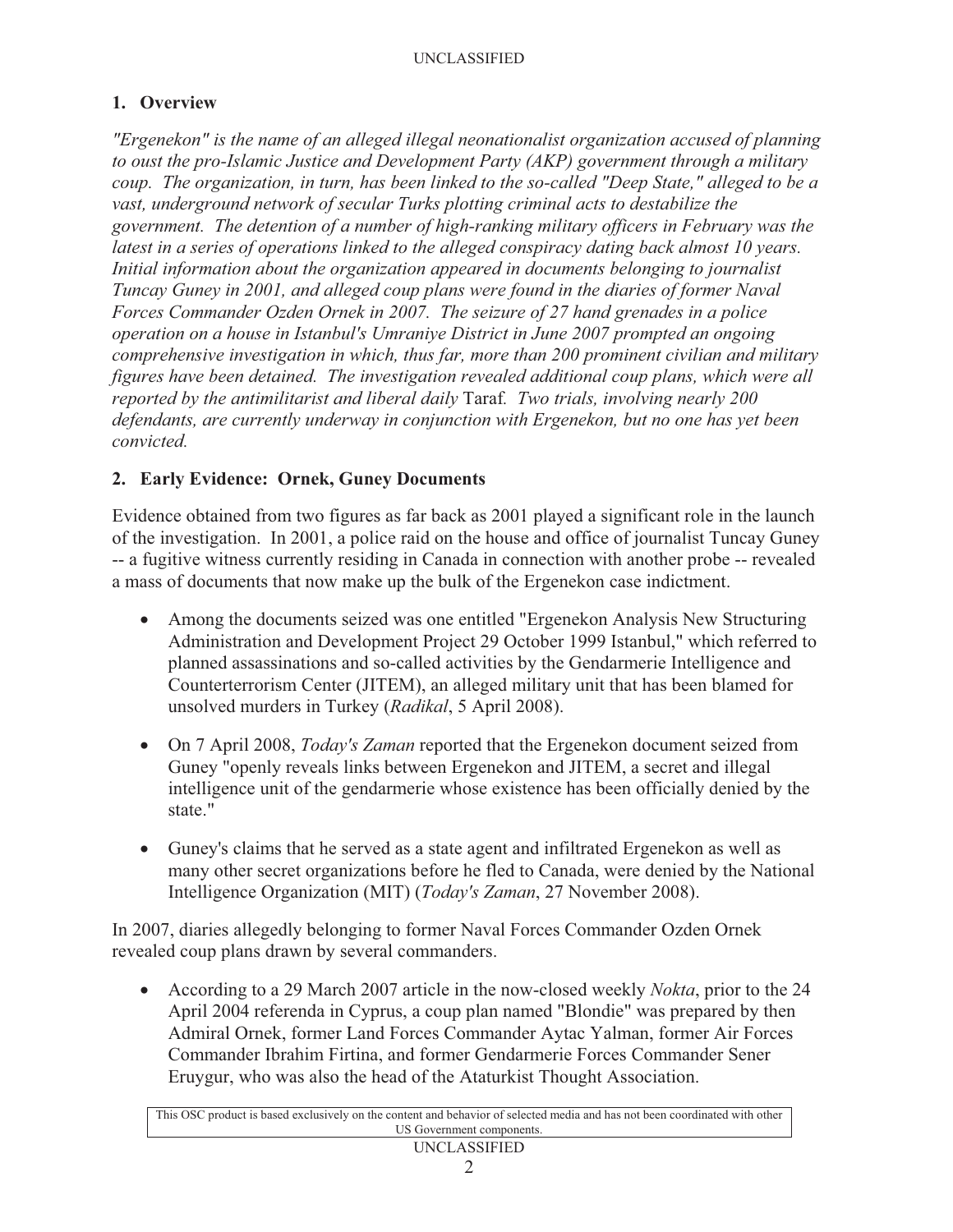## 1. Overview

*"Ergenekon" is the name of an alleged illegal neonationalist organization accused of planning to oust the pro-Islamic Justice and Development Party (AKP) government through a military coup. The organization, in turn, has been linked to the so-called "Deep State," alleged to be a vast, underground network of secular Turks plotting criminal acts to destabilize the government. The detention of a number of high-ranking military officers in February was the latest in a series of operations linked to the alleged conspiracy dating back almost 10 years. Initial information about the organization appeared in documents belonging to journalist Tuncay Guney in 2001, and alleged coup plans were found in the diaries of former Naval Forces Commander Ozden Ornek in 2007. The seizure of 27 hand grenades in a police operation on a house in Istanbul's Umraniye District in June 2007 prompted an ongoing comprehensive investigation in which, thus far, more than 200 prominent civilian and military figures have been detained. The investigation revealed additional coup plans, which were all reported by the antimilitarist and liberal daily* Taraf*. Two trials, involving nearly 200 defendants, are currently underway in conjunction with Ergenekon, but no one has yet been convicted.*

## 2. Early Evidence: Ornek, Guney Documents

Evidence obtained from two figures as far back as 2001 played a significant role in the launch of the investigation. In 2001, a police raid on the house and office of journalist Tuncay Guney -- a fugitive witness currently residing in Canada in connection with another probe -- revealed a mass of documents that now make up the bulk of the Ergenekon case indictment.

- Among the documents seized was one entitled "Ergenekon Analysis New Structuring Administration and Development Project 29 October 1999 Istanbul," which referred to planned assassinations and so-called activities by the Gendarmerie Intelligence and Counterterrorism Center (JITEM), an alleged military unit that has been blamed for unsolved murders in Turkey (*Radikal*, 5 April 2008).
- On 7 April 2008, *Today's Zaman* reported that the Ergenekon document seized from Guney "openly reveals links between Ergenekon and JITEM, a secret and illegal intelligence unit of the gendarmerie whose existence has been officially denied by the state."
- Guney's claims that he served as a state agent and infiltrated Ergenekon as well as many other secret organizations before he fled to Canada, were denied by the National Intelligence Organization (MIT) (*Today's Zaman*, 27 November 2008).

In 2007, diaries allegedly belonging to former Naval Forces Commander Ozden Ornek revealed coup plans drawn by several commanders.

- According to a 29 March 2007 article in the now-closed weekly *Nokta*, prior to the 24 April 2004 referenda in Cyprus, a coup plan named "Blondie" was prepared by then Admiral Ornek, former Land Forces Commander Aytac Yalman, former Air Forces Commander Ibrahim Firtina, and former Gendarmerie Forces Commander Sener Eruygur, who was also the head of the Ataturkist Thought Association.

This OSC product is based exclusively on the content and behavior of selected media and has not been coordinated with other US Government components.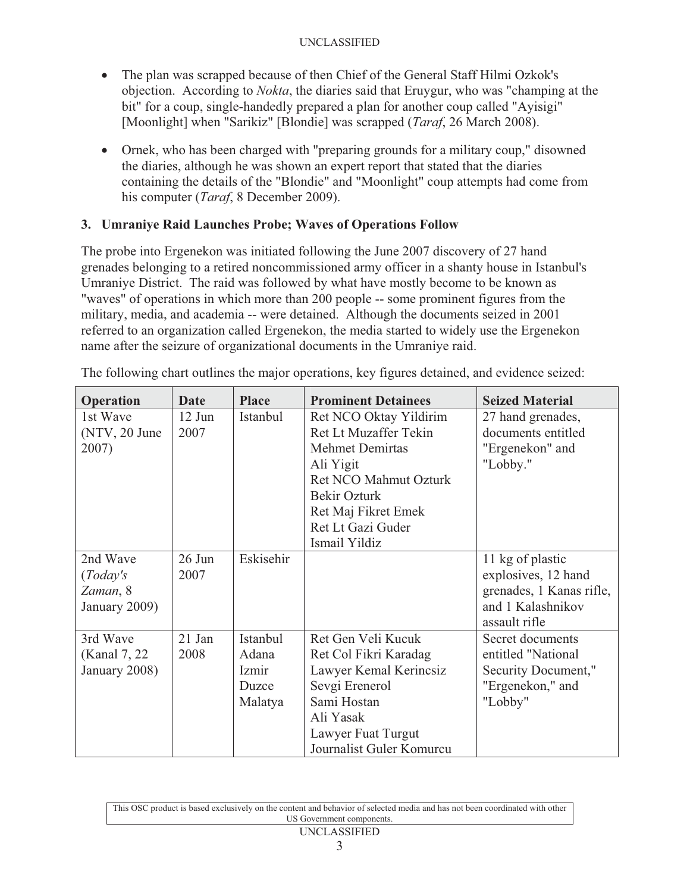- The plan was scrapped because of then Chief of the General Staff Hilmi Ozkok's objection. According to *Nokta*, the diaries said that Eruygur, who was "champing at the bit" for a coup, single-handedly prepared a plan for another coup called "Ayisigi" [Moonlight] when "Sarikiz" [Blondie] was scrapped (*Taraf*, 26 March 2008).

- Ornek, who has been charged with "preparing grounds for a military coup," disowned the diaries, although he was shown an expert report that stated that the diaries containing the details of the "Blondie" and "Moonlight" coup attempts had come from his computer (*Taraf*, 8 December 2009).

### 3. Umraniye Raid Launches Probe; Waves of Operations Follow

The probe into Ergenekon was initiated following the June 2007 discovery of 27 hand grenades belonging to a retired noncommissioned army officer in a shanty house in Istanbul's Umraniye District. The raid was followed by what have mostly become to be known as "waves" of operations in which more than 200 people -- some prominent figures from the military, media, and academia -- were detained. Although the documents seized in 2001 referred to an organization called Ergenekon, the media started to widely use the Ergenekon name after the seizure of organizational documents in the Umraniye raid.

The following chart outlines the major operations, key figures detained, and evidence seized:

| Operation | Date | Place | Prominent Detainees | Seized Material |
|---|---|---|---|---|
| 1st Wave (NTV, 20 June 2007) | 12 Jun 2007 | Istanbul | Ret NCO Oktay Yildirim<br>Ret Lt Muzaffer Tekin<br>Mehmet Demirtas<br>Ali Yigit<br>Ret NCO Mahmut Ozturk<br>Bekir Ozturk<br>Ret Maj Fikret Emek<br>Ret Lt Gazi Guder<br>Ismail Yildiz | 27 hand grenades, documents entitled "Ergenekon" and "Lobby." |
| 2nd Wave (*Today's Zaman*, 8 January 2009) | 26 Jun 2007 | Eskisehir | | 11 kg of plastic explosives, 12 hand grenades, 1 Kanas rifle, and 1 Kalashnikov assault rifle |
| 3rd Wave (Kanal 7, 22 January 2008) | 21 Jan 2008 | Istanbul<br>Adana<br>Izmir<br>Duzce<br>Malatya | Ret Gen Veli Kucuk<br>Ret Col Fikri Karadag<br>Lawyer Kemal Kerincsiz<br>Sevgi Erenerol<br>Sami Hostan<br>Ali Yasak<br>Lawyer Fuat Turgut<br>Journalist Guler Komurcu | Secret documents entitled "National Security Document," "Ergenekon," and "Lobby" |

This OSC product is based exclusively on the content and behavior of selected media and has not been coordinated with other US Government components.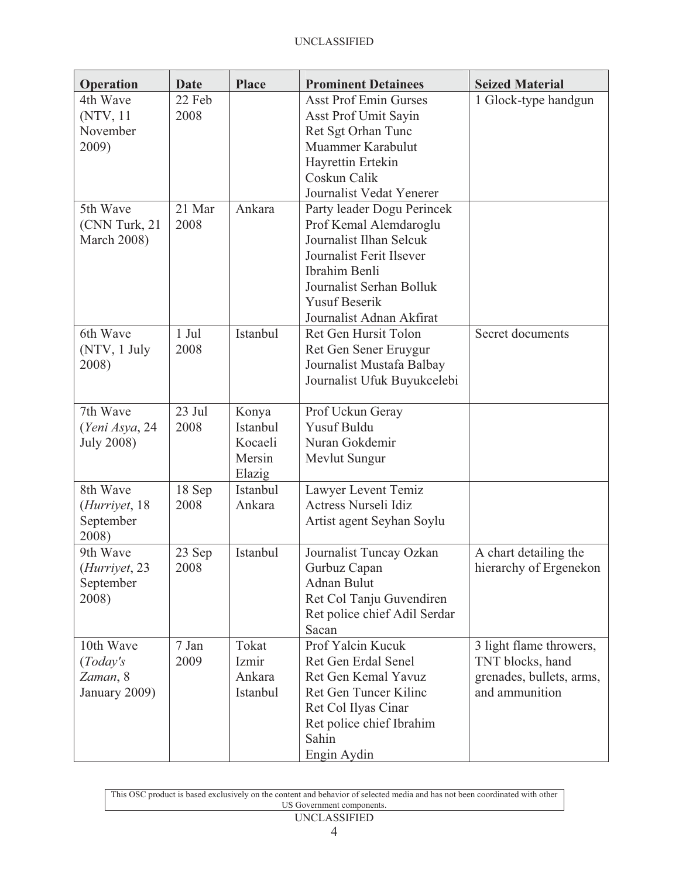| Operation | Date | Place | Prominent Detainees | Seized Material |
|---|---|---|---|---|
| 4th Wave (NTV, 11 November 2009) | 22 Feb 2008 | | Asst Prof Emin Gurses<br>Asst Prof Umit Sayin<br>Ret Sgt Orhan Tunc<br>Muammer Karabulut<br>Hayrettin Ertekin<br>Coskun Calik<br>Journalist Vedat Yenerer | 1 Glock-type handgun |
| 5th Wave (CNN Turk, 21 March 2008) | 21 Mar 2008 | Ankara | Party leader Dogu Perincek<br>Prof Kemal Alemdaroglu<br>Journalist Ilhan Selcuk<br>Journalist Ferit Ilsever<br>Ibrahim Benli<br>Journalist Serhan Bolluk<br>Yusuf Beserik<br>Journalist Adnan Akfirat | |
| 6th Wave (NTV, 1 July 2008) | 1 Jul 2008 | Istanbul | Ret Gen Hursit Tolon<br>Ret Gen Sener Eruygur<br>Journalist Mustafa Balbay<br>Journalist Ufuk Buyukcelebi | Secret documents |
| 7th Wave (*Yeni Asya*, 24 July 2008) | 23 Jul 2008 | Konya<br>Istanbul<br>Kocaeli<br>Mersin<br>Elazig | Prof Uckun Geray<br>Yusuf Buldu<br>Nuran Gokdemir<br>Mevlut Sungur | |
| 8th Wave (*Hurriyet*, 18 September 2008) | 18 Sep 2008 | Istanbul<br>Ankara | Lawyer Levent Temiz<br>Actress Nurseli Idiz<br>Artist agent Seyhan Soylu | |
| 9th Wave (*Hurriyet*, 23 September 2008) | 23 Sep 2008 | Istanbul | Journalist Tuncay Ozkan<br>Gurbuz Capan<br>Adnan Bulut<br>Ret Col Tanju Guvendiren<br>Ret police chief Adil Serdar Sacan | A chart detailing the hierarchy of Ergenekon |
| 10th Wave (*Today's Zaman*, 8 January 2009) | 7 Jan 2009 | Tokat<br>Izmir<br>Ankara<br>Istanbul | Prof Yalcin Kucuk<br>Ret Gen Erdal Senel<br>Ret Gen Kemal Yavuz<br>Ret Gen Tuncer Kilinc<br>Ret Col Ilyas Cinar<br>Ret police chief Ibrahim Sahin<br>Engin Aydin | 3 light flame throwers, TNT blocks, hand grenades, bullets, arms, and ammunition |

This OSC product is based exclusively on the content and behavior of selected media and has not been coordinated with other US Government components.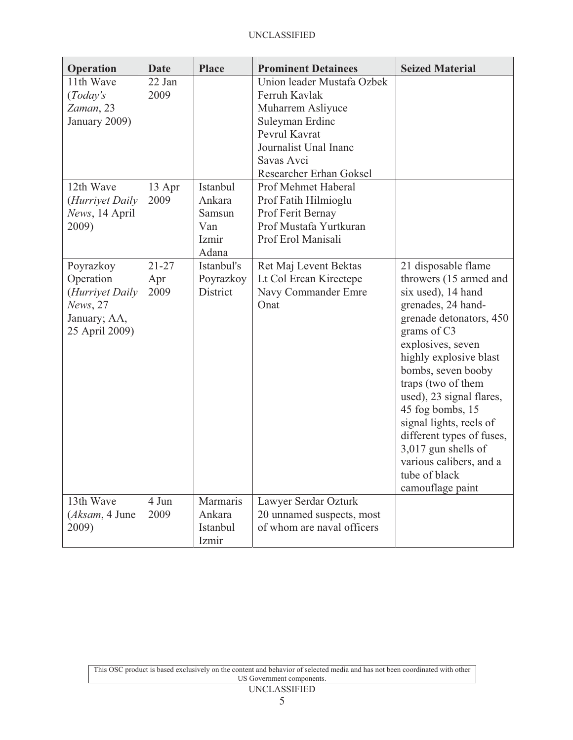| Operation | Date | Place | Prominent Detainees | Seized Material |
|---|---|---|---|---|
| 11th Wave (*Today's Zaman*, 23 January 2009) | 22 Jan 2009 | | Union leader Mustafa Ozbek<br>Ferruh Kavlak<br>Muharrem Asliyuce<br>Suleyman Erdinc<br>Pevrul Kavrat<br>Journalist Unal Inanc<br>Savas Avci<br>Researcher Erhan Goksel | |
| 12th Wave (*Hurriyet Daily News*, 14 April 2009) | 13 Apr 2009 | Istanbul<br>Ankara<br>Samsun<br>Van<br>Izmir<br>Adana | Prof Mehmet Haberal<br>Prof Fatih Hilmioglu<br>Prof Ferit Bernay<br>Prof Mustafa Yurtkuran<br>Prof Erol Manisali | |
| Poyrazkoy Operation (*Hurriyet Daily News*, 27 January; AA, 25 April 2009) | 21-27 Apr 2009 | Istanbul's Poyrazkoy District | Ret Maj Levent Bektas<br>Lt Col Ercan Kirectepe<br>Navy Commander Emre Onat | 21 disposable flame throwers (15 armed and six used), 14 hand grenades, 24 hand-grenade detonators, 450 grams of C3 explosives, seven highly explosive blast bombs, seven booby traps (two of them used), 23 signal flares, 45 fog bombs, 15 signal lights, reels of different types of fuses, 3,017 gun shells of various calibers, and a tube of black camouflage paint |
| 13th Wave (*Aksam*, 4 June 2009) | 4 Jun 2009 | Marmaris<br>Ankara<br>Istanbul<br>Izmir | Lawyer Serdar Ozturk<br>20 unnamed suspects, most of whom are naval officers | |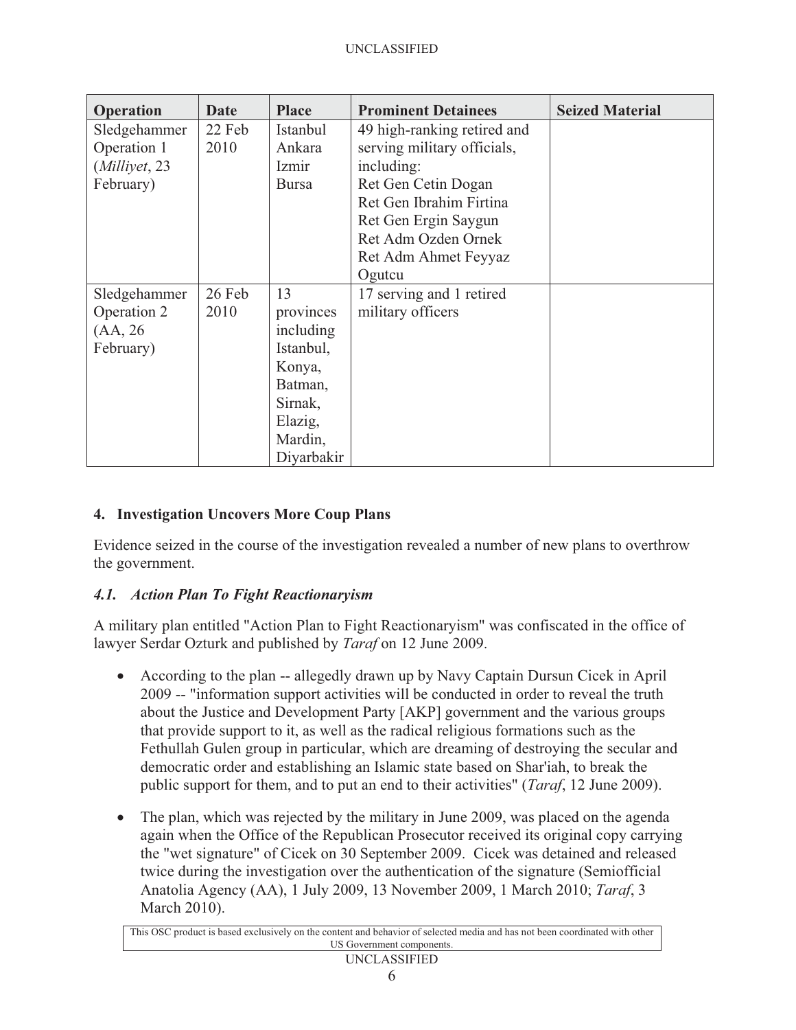| Operation | Date | Place | Prominent Detainees | Seized Material |
|---|---|---|---|---|
| Sledgehammer Operation 1 (*Milliyet*, 23 February) | 22 Feb 2010 | Istanbul Ankara Izmir Bursa | 49 high-ranking retired and serving military officials, including: Ret Gen Cetin Dogan Ret Gen Ibrahim Firtina Ret Gen Ergin Saygun Ret Adm Ozden Ornek Ret Adm Ahmet Feyyaz Ogutcu | |
| Sledgehammer Operation 2 (AA, 26 February) | 26 Feb 2010 | 13 provinces including Istanbul, Konya, Batman, Sirnak, Elazig, Mardin, Diyarbakir | 17 serving and 1 retired military officers | |

## 4. Investigation Uncovers More Coup Plans

Evidence seized in the course of the investigation revealed a number of new plans to overthrow the government.

### *4.1. Action Plan To Fight Reactionaryism*

A military plan entitled "Action Plan to Fight Reactionaryism" was confiscated in the office of lawyer Serdar Ozturk and published by *Taraf* on 12 June 2009.

- According to the plan -- allegedly drawn up by Navy Captain Dursun Cicek in April 2009 -- "information support activities will be conducted in order to reveal the truth about the Justice and Development Party [AKP] government and the various groups that provide support to it, as well as the radical religious formations such as the Fethullah Gulen group in particular, which are dreaming of destroying the secular and democratic order and establishing an Islamic state based on Shar'iah, to break the public support for them, and to put an end to their activities" (*Taraf*, 12 June 2009).

- The plan, which was rejected by the military in June 2009, was placed on the agenda again when the Office of the Republican Prosecutor received its original copy carrying the "wet signature" of Cicek on 30 September 2009. Cicek was detained and released twice during the investigation over the authentication of the signature (Semiofficial Anatolia Agency (AA), 1 July 2009, 13 November 2009, 1 March 2010; *Taraf*, 3 March 2010).

This OSC product is based exclusively on the content and behavior of selected media and has not been coordinated with other US Government components.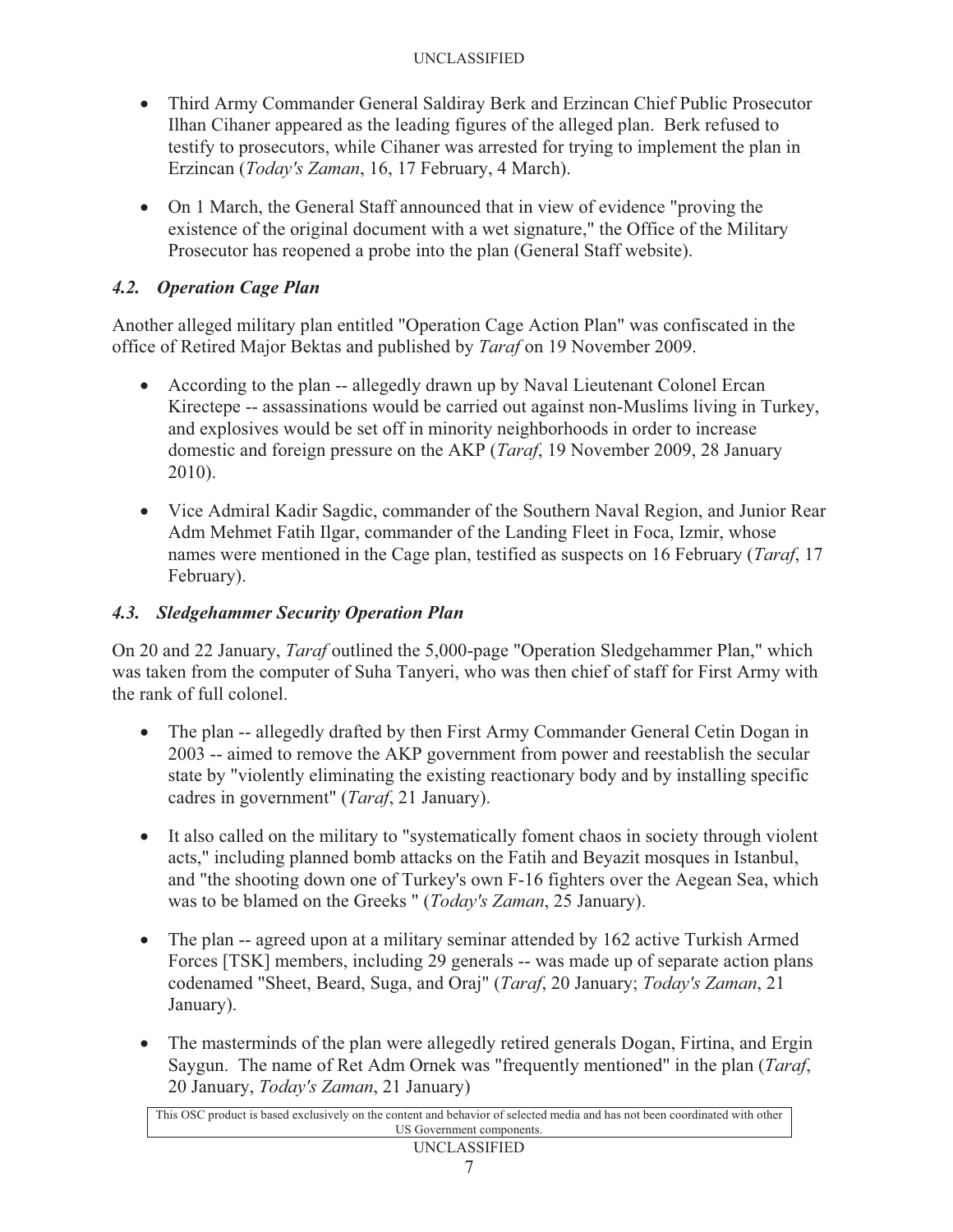- Third Army Commander General Saldiray Berk and Erzincan Chief Public Prosecutor Ilhan Cihaner appeared as the leading figures of the alleged plan. Berk refused to testify to prosecutors, while Cihaner was arrested for trying to implement the plan in Erzincan (*Today's Zaman*, 16, 17 February, 4 March).
- On 1 March, the General Staff announced that in view of evidence "proving the existence of the original document with a wet signature," the Office of the Military Prosecutor has reopened a probe into the plan (General Staff website).

### *4.2. Operation Cage Plan*

Another alleged military plan entitled "Operation Cage Action Plan" was confiscated in the office of Retired Major Bektas and published by *Taraf* on 19 November 2009.

- According to the plan -- allegedly drawn up by Naval Lieutenant Colonel Ercan Kirectepe -- assassinations would be carried out against non-Muslims living in Turkey, and explosives would be set off in minority neighborhoods in order to increase domestic and foreign pressure on the AKP (*Taraf*, 19 November 2009, 28 January 2010).
- Vice Admiral Kadir Sagdic, commander of the Southern Naval Region, and Junior Rear Adm Mehmet Fatih Ilgar, commander of the Landing Fleet in Foca, Izmir, whose names were mentioned in the Cage plan, testified as suspects on 16 February (*Taraf*, 17 February).

### *4.3. Sledgehammer Security Operation Plan*

On 20 and 22 January, *Taraf* outlined the 5,000-page "Operation Sledgehammer Plan," which was taken from the computer of Suha Tanyeri, who was then chief of staff for First Army with the rank of full colonel.

- The plan -- allegedly drafted by then First Army Commander General Cetin Dogan in 2003 -- aimed to remove the AKP government from power and reestablish the secular state by "violently eliminating the existing reactionary body and by installing specific cadres in government" (*Taraf*, 21 January).
- It also called on the military to "systematically foment chaos in society through violent acts," including planned bomb attacks on the Fatih and Beyazit mosques in Istanbul, and "the shooting down one of Turkey's own F-16 fighters over the Aegean Sea, which was to be blamed on the Greeks " (*Today's Zaman*, 25 January).
- The plan -- agreed upon at a military seminar attended by 162 active Turkish Armed Forces [TSK] members, including 29 generals -- was made up of separate action plans codenamed "Sheet, Beard, Suga, and Oraj" (*Taraf*, 20 January; *Today's Zaman*, 21 January).
- The masterminds of the plan were allegedly retired generals Dogan, Firtina, and Ergin Saygun. The name of Ret Adm Ornek was "frequently mentioned" in the plan (*Taraf*, 20 January, *Today's Zaman*, 21 January)

This OSC product is based exclusively on the content and behavior of selected media and has not been coordinated with other US Government components.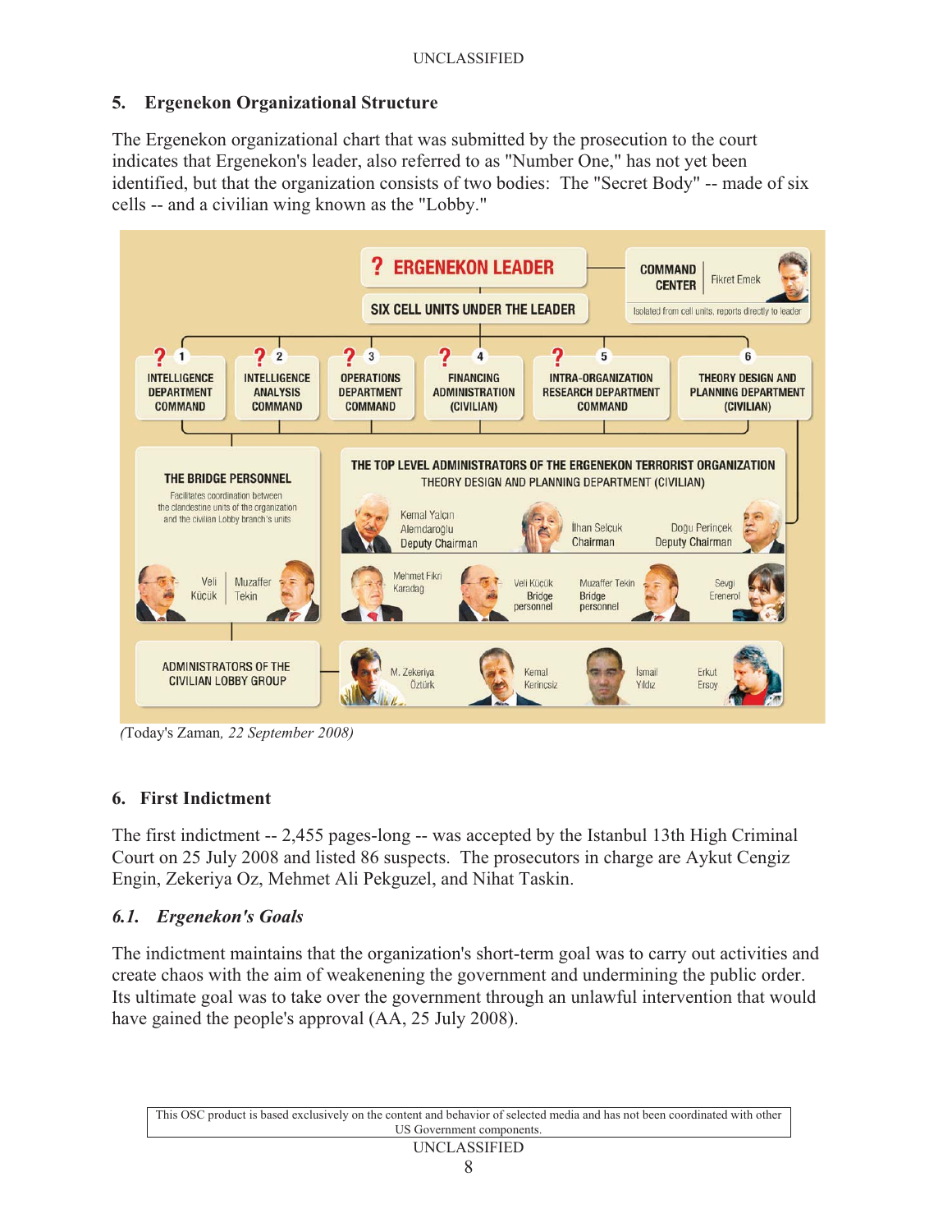## 5. Ergenekon Organizational Structure

The Ergenekon organizational chart that was submitted by the prosecution to the court indicates that Ergenekon's leader, also referred to as "Number One," has not yet been identified, but that the organization consists of two bodies: The "Secret Body" -- made of six cells -- and a civilian wing known as the "Lobby."

? ERGENEKON LEADER

SIX CELL UNITS UNDER THE LEADER

COMMAND CENTER — Fikret Emek — Isolated from cell units, reports directly to leader

1. INTELLIGENCE DEPARTMENT COMMAND
2. INTELLIGENCE ANALYSIS COMMAND
3. OPERATIONS DEPARTMENT COMMAND
4. FINANCING ADMINISTRATION (CIVILIAN)
5. INTRA-ORGANIZATION RESEARCH DEPARTMENT COMMAND
6. THEORY DESIGN AND PLANNING DEPARTMENT (CIVILIAN)

THE BRIDGE PERSONNEL — Facilitates coordination between the clandestine units of the organization and the civilian Lobby branch's units — Veli Küçük, Muzaffer Tekin

THE TOP LEVEL ADMINISTRATORS OF THE ERGENEKON TERRORIST ORGANIZATION — THEORY DESIGN AND PLANNING DEPARTMENT (CIVILIAN) — Kemal Yalçın Alemdaroğlu, Deputy Chairman; İlhan Selçuk, Chairman; Doğu Perinçek, Deputy Chairman; Mehmet Fikri Karadağ; Veli Küçük, Bridge personnel; Muzaffer Tekin, Bridge personnel; Sevgi Erenerol

ADMINISTRATORS OF THE CIVILIAN LOBBY GROUP — M. Zekeriya Öztürk; Kemal Kerinçsiz; İsmail Yıldız; Erkut Ersoy

*(Today's Zaman, 22 September 2008)*

## 6. First Indictment

The first indictment -- 2,455 pages-long -- was accepted by the Istanbul 13th High Criminal Court on 25 July 2008 and listed 86 suspects. The prosecutors in charge are Aykut Cengiz Engin, Zekeriya Oz, Mehmet Ali Pekguzel, and Nihat Taskin.

### *6.1. Ergenekon's Goals*

The indictment maintains that the organization's short-term goal was to carry out activities and create chaos with the aim of weakenening the government and undermining the public order. Its ultimate goal was to take over the government through an unlawful intervention that would have gained the people's approval (AA, 25 July 2008).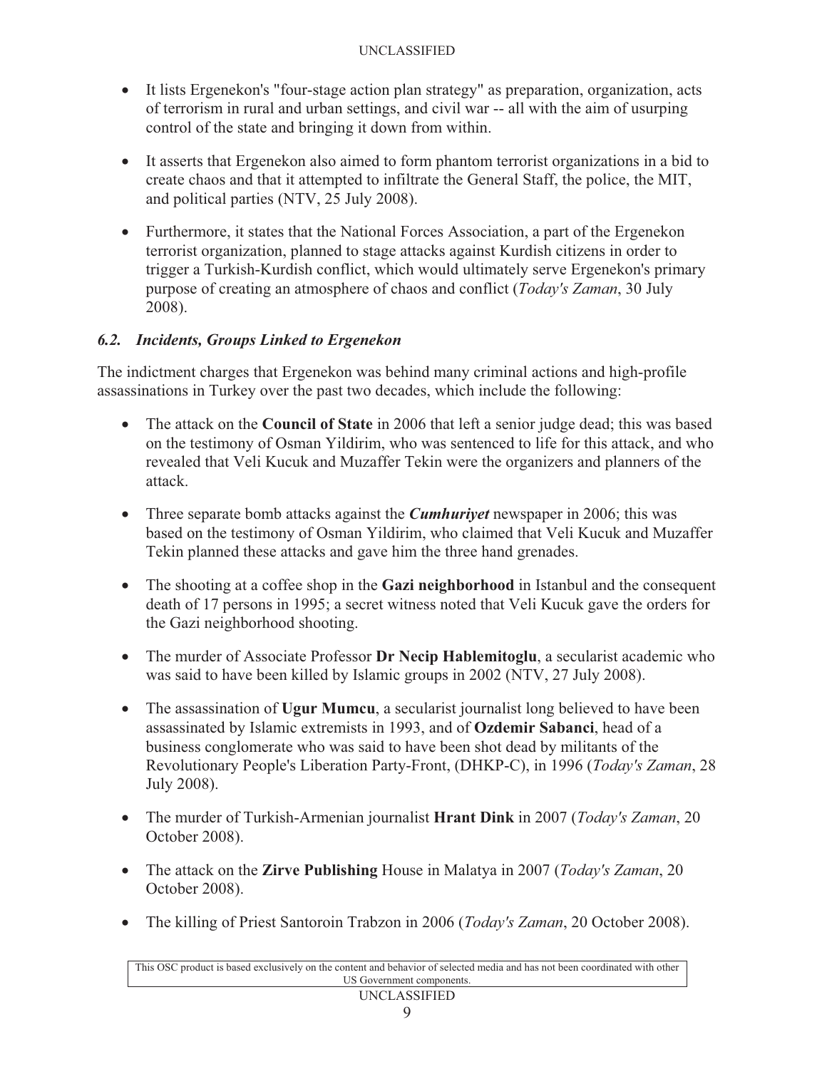- It lists Ergenekon's "four-stage action plan strategy" as preparation, organization, acts of terrorism in rural and urban settings, and civil war -- all with the aim of usurping control of the state and bringing it down from within.

- It asserts that Ergenekon also aimed to form phantom terrorist organizations in a bid to create chaos and that it attempted to infiltrate the General Staff, the police, the MIT, and political parties (NTV, 25 July 2008).

- Furthermore, it states that the National Forces Association, a part of the Ergenekon terrorist organization, planned to stage attacks against Kurdish citizens in order to trigger a Turkish-Kurdish conflict, which would ultimately serve Ergenekon's primary purpose of creating an atmosphere of chaos and conflict (*Today's Zaman*, 30 July 2008).

### *6.2. Incidents, Groups Linked to Ergenekon*

The indictment charges that Ergenekon was behind many criminal actions and high-profile assassinations in Turkey over the past two decades, which include the following:

- The attack on the **Council of State** in 2006 that left a senior judge dead; this was based on the testimony of Osman Yildirim, who was sentenced to life for this attack, and who revealed that Veli Kucuk and Muzaffer Tekin were the organizers and planners of the attack.

- Three separate bomb attacks against the ***Cumhuriyet*** newspaper in 2006; this was based on the testimony of Osman Yildirim, who claimed that Veli Kucuk and Muzaffer Tekin planned these attacks and gave him the three hand grenades.

- The shooting at a coffee shop in the **Gazi neighborhood** in Istanbul and the consequent death of 17 persons in 1995; a secret witness noted that Veli Kucuk gave the orders for the Gazi neighborhood shooting.

- The murder of Associate Professor **Dr Necip Hablemitoglu**, a secularist academic who was said to have been killed by Islamic groups in 2002 (NTV, 27 July 2008).

- The assassination of **Ugur Mumcu**, a secularist journalist long believed to have been assassinated by Islamic extremists in 1993, and of **Ozdemir Sabanci**, head of a business conglomerate who was said to have been shot dead by militants of the Revolutionary People's Liberation Party-Front, (DHKP-C), in 1996 (*Today's Zaman*, 28 July 2008).

- The murder of Turkish-Armenian journalist **Hrant Dink** in 2007 (*Today's Zaman*, 20 October 2008).

- The attack on the **Zirve Publishing** House in Malatya in 2007 (*Today's Zaman*, 20 October 2008).

- The killing of Priest Santoroin Trabzon in 2006 (*Today's Zaman*, 20 October 2008).

This OSC product is based exclusively on the content and behavior of selected media and has not been coordinated with other US Government components.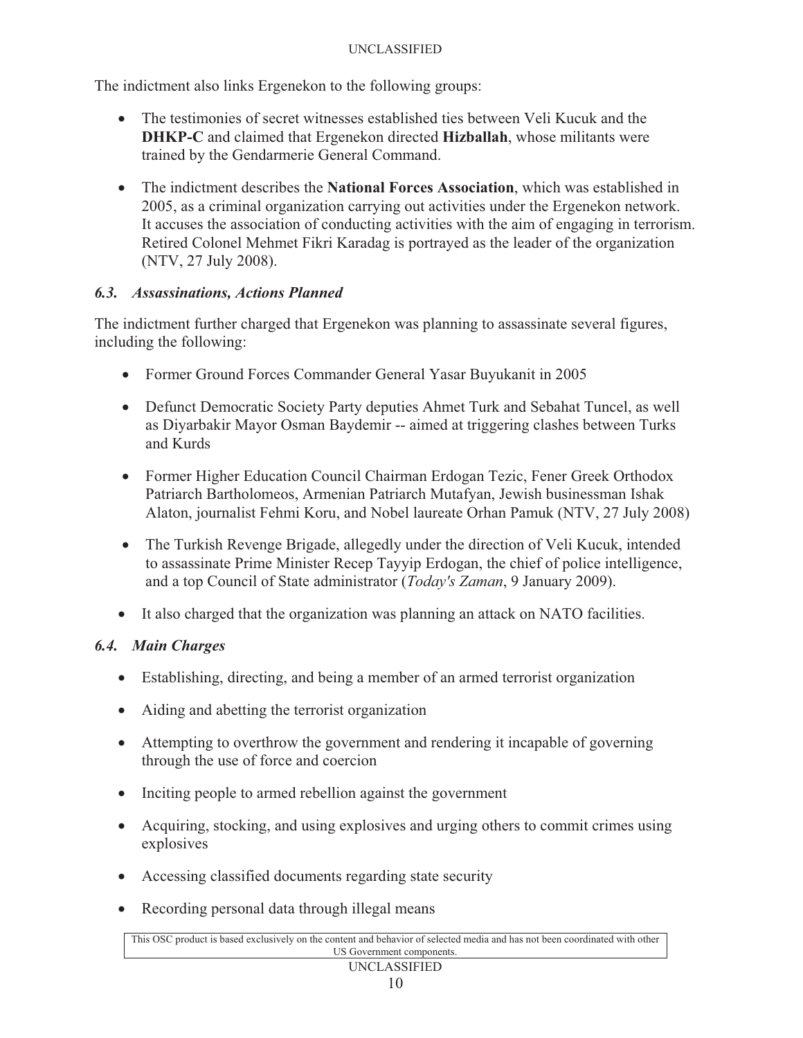The indictment also links Ergenekon to the following groups:

- The testimonies of secret witnesses established ties between Veli Kucuk and the **DHKP-C** and claimed that Ergenekon directed **Hizballah**, whose militants were trained by the Gendarmerie General Command.
- The indictment describes the **National Forces Association**, which was established in 2005, as a criminal organization carrying out activities under the Ergenekon network. It accuses the association of conducting activities with the aim of engaging in terrorism. Retired Colonel Mehmet Fikri Karadag is portrayed as the leader of the organization (NTV, 27 July 2008).

### *6.3. Assassinations, Actions Planned*

The indictment further charged that Ergenekon was planning to assassinate several figures, including the following:

- Former Ground Forces Commander General Yasar Buyukanit in 2005
- Defunct Democratic Society Party deputies Ahmet Turk and Sebahat Tuncel, as well as Diyarbakir Mayor Osman Baydemir -- aimed at triggering clashes between Turks and Kurds
- Former Higher Education Council Chairman Erdogan Tezic, Fener Greek Orthodox Patriarch Bartholomeos, Armenian Patriarch Mutafyan, Jewish businessman Ishak Alaton, journalist Fehmi Koru, and Nobel laureate Orhan Pamuk (NTV, 27 July 2008)
- The Turkish Revenge Brigade, allegedly under the direction of Veli Kucuk, intended to assassinate Prime Minister Recep Tayyip Erdogan, the chief of police intelligence, and a top Council of State administrator (*Today's Zaman*, 9 January 2009).
- It also charged that the organization was planning an attack on NATO facilities.

### *6.4. Main Charges*

- Establishing, directing, and being a member of an armed terrorist organization
- Aiding and abetting the terrorist organization
- Attempting to overthrow the government and rendering it incapable of governing through the use of force and coercion
- Inciting people to armed rebellion against the government
- Acquiring, stocking, and using explosives and urging others to commit crimes using explosives
- Accessing classified documents regarding state security
- Recording personal data through illegal means

This OSC product is based exclusively on the content and behavior of selected media and has not been coordinated with other US Government components.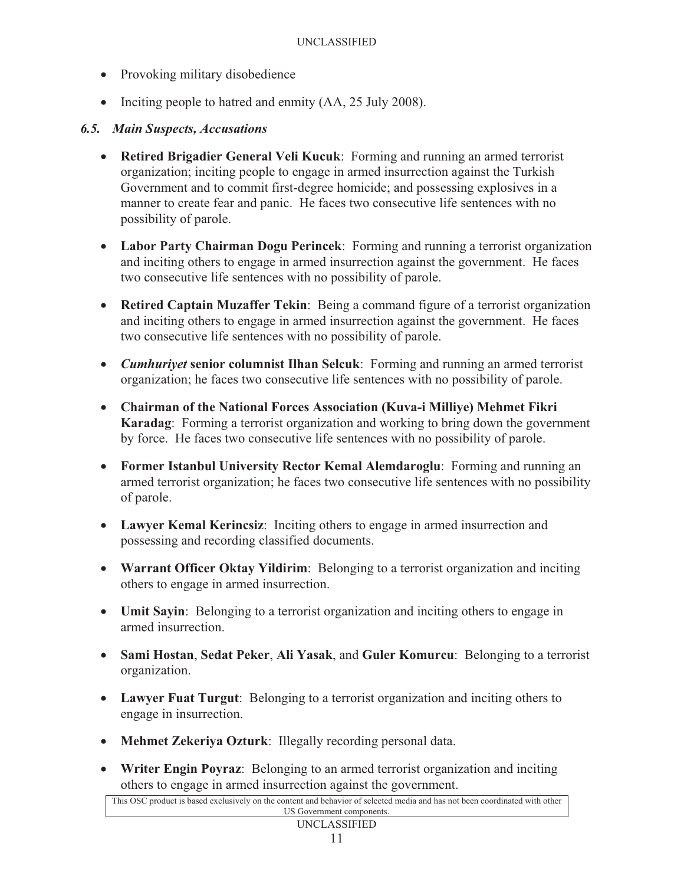- Provoking military disobedience
- Inciting people to hatred and enmity (AA, 25 July 2008).

### *6.5. Main Suspects, Accusations*

- **Retired Brigadier General Veli Kucuk**: Forming and running an armed terrorist organization; inciting people to engage in armed insurrection against the Turkish Government and to commit first-degree homicide; and possessing explosives in a manner to create fear and panic. He faces two consecutive life sentences with no possibility of parole.
- **Labor Party Chairman Dogu Perincek**: Forming and running a terrorist organization and inciting others to engage in armed insurrection against the government. He faces two consecutive life sentences with no possibility of parole.
- **Retired Captain Muzaffer Tekin**: Being a command figure of a terrorist organization and inciting others to engage in armed insurrection against the government. He faces two consecutive life sentences with no possibility of parole.
- ***Cumhuriyet* senior columnist Ilhan Selcuk**: Forming and running an armed terrorist organization; he faces two consecutive life sentences with no possibility of parole.
- **Chairman of the National Forces Association (Kuva-i Milliye) Mehmet Fikri Karadag**: Forming a terrorist organization and working to bring down the government by force. He faces two consecutive life sentences with no possibility of parole.
- **Former Istanbul University Rector Kemal Alemdaroglu**: Forming and running an armed terrorist organization; he faces two consecutive life sentences with no possibility of parole.
- **Lawyer Kemal Kerincsiz**: Inciting others to engage in armed insurrection and possessing and recording classified documents.
- **Warrant Officer Oktay Yildirim**: Belonging to a terrorist organization and inciting others to engage in armed insurrection.
- **Umit Sayin**: Belonging to a terrorist organization and inciting others to engage in armed insurrection.
- **Sami Hostan**, **Sedat Peker**, **Ali Yasak**, and **Guler Komurcu**: Belonging to a terrorist organization.
- **Lawyer Fuat Turgut**: Belonging to a terrorist organization and inciting others to engage in insurrection.
- **Mehmet Zekeriya Ozturk**: Illegally recording personal data.
- **Writer Engin Poyraz**: Belonging to an armed terrorist organization and inciting others to engage in armed insurrection against the government.

This OSC product is based exclusively on the content and behavior of selected media and has not been coordinated with other US Government components.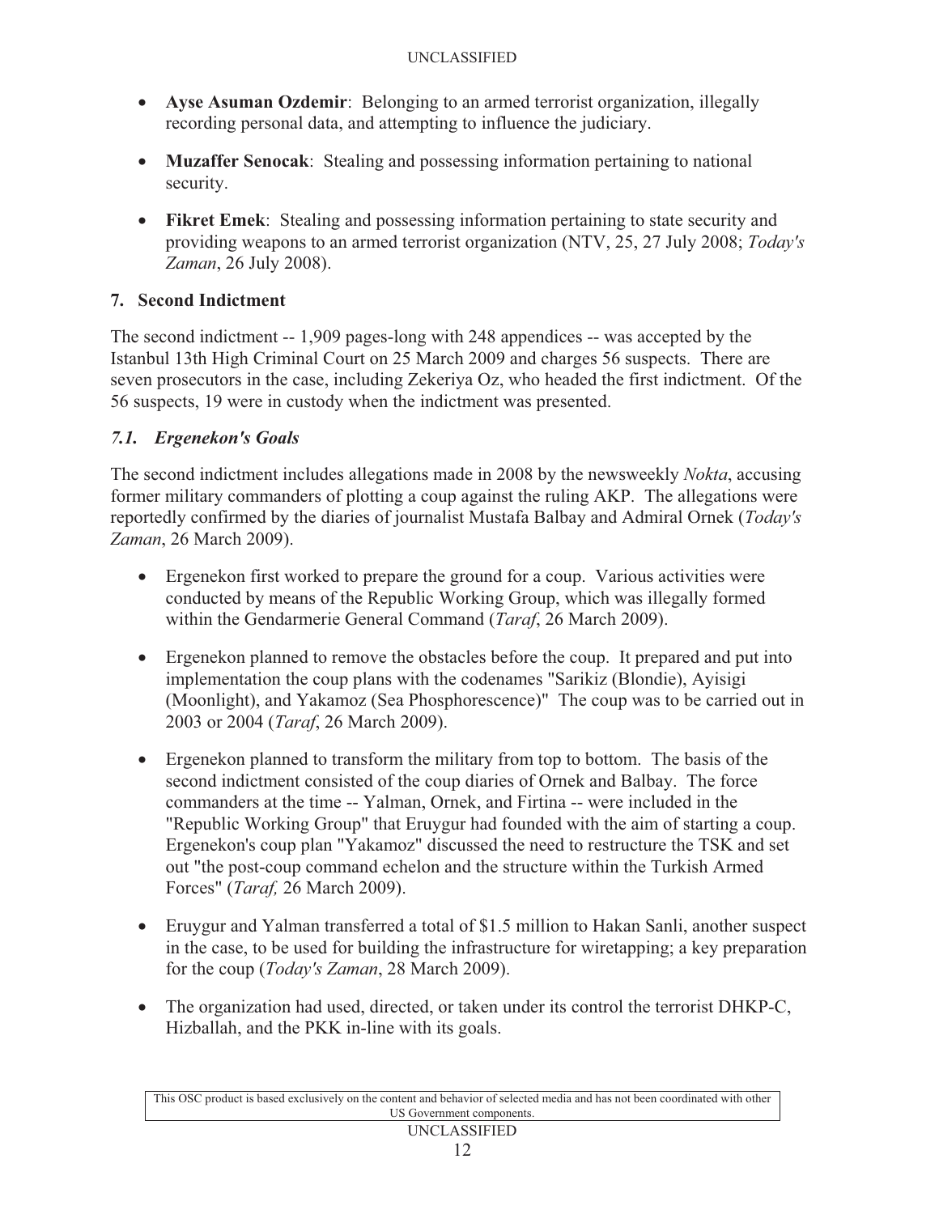- **Ayse Asuman Ozdemir**: Belonging to an armed terrorist organization, illegally recording personal data, and attempting to influence the judiciary.

- **Muzaffer Senocak**: Stealing and possessing information pertaining to national security.

- **Fikret Emek**: Stealing and possessing information pertaining to state security and providing weapons to an armed terrorist organization (NTV, 25, 27 July 2008; *Today's Zaman*, 26 July 2008).

## 7. Second Indictment

The second indictment -- 1,909 pages-long with 248 appendices -- was accepted by the Istanbul 13th High Criminal Court on 25 March 2009 and charges 56 suspects. There are seven prosecutors in the case, including Zekeriya Oz, who headed the first indictment. Of the 56 suspects, 19 were in custody when the indictment was presented.

### *7.1. Ergenekon's Goals*

The second indictment includes allegations made in 2008 by the newsweekly *Nokta*, accusing former military commanders of plotting a coup against the ruling AKP. The allegations were reportedly confirmed by the diaries of journalist Mustafa Balbay and Admiral Ornek (*Today's Zaman*, 26 March 2009).

- Ergenekon first worked to prepare the ground for a coup. Various activities were conducted by means of the Republic Working Group, which was illegally formed within the Gendarmerie General Command (*Taraf*, 26 March 2009).

- Ergenekon planned to remove the obstacles before the coup. It prepared and put into implementation the coup plans with the codenames "Sarikiz (Blondie), Ayisigi (Moonlight), and Yakamoz (Sea Phosphorescence)" The coup was to be carried out in 2003 or 2004 (*Taraf*, 26 March 2009).

- Ergenekon planned to transform the military from top to bottom. The basis of the second indictment consisted of the coup diaries of Ornek and Balbay. The force commanders at the time -- Yalman, Ornek, and Firtina -- were included in the "Republic Working Group" that Eruygur had founded with the aim of starting a coup. Ergenekon's coup plan "Yakamoz" discussed the need to restructure the TSK and set out "the post-coup command echelon and the structure within the Turkish Armed Forces" (*Taraf,* 26 March 2009).

- Eruygur and Yalman transferred a total of $1.5 million to Hakan Sanli, another suspect in the case, to be used for building the infrastructure for wiretapping; a key preparation for the coup (*Today's Zaman*, 28 March 2009).

- The organization had used, directed, or taken under its control the terrorist DHKP-C, Hizballah, and the PKK in-line with its goals.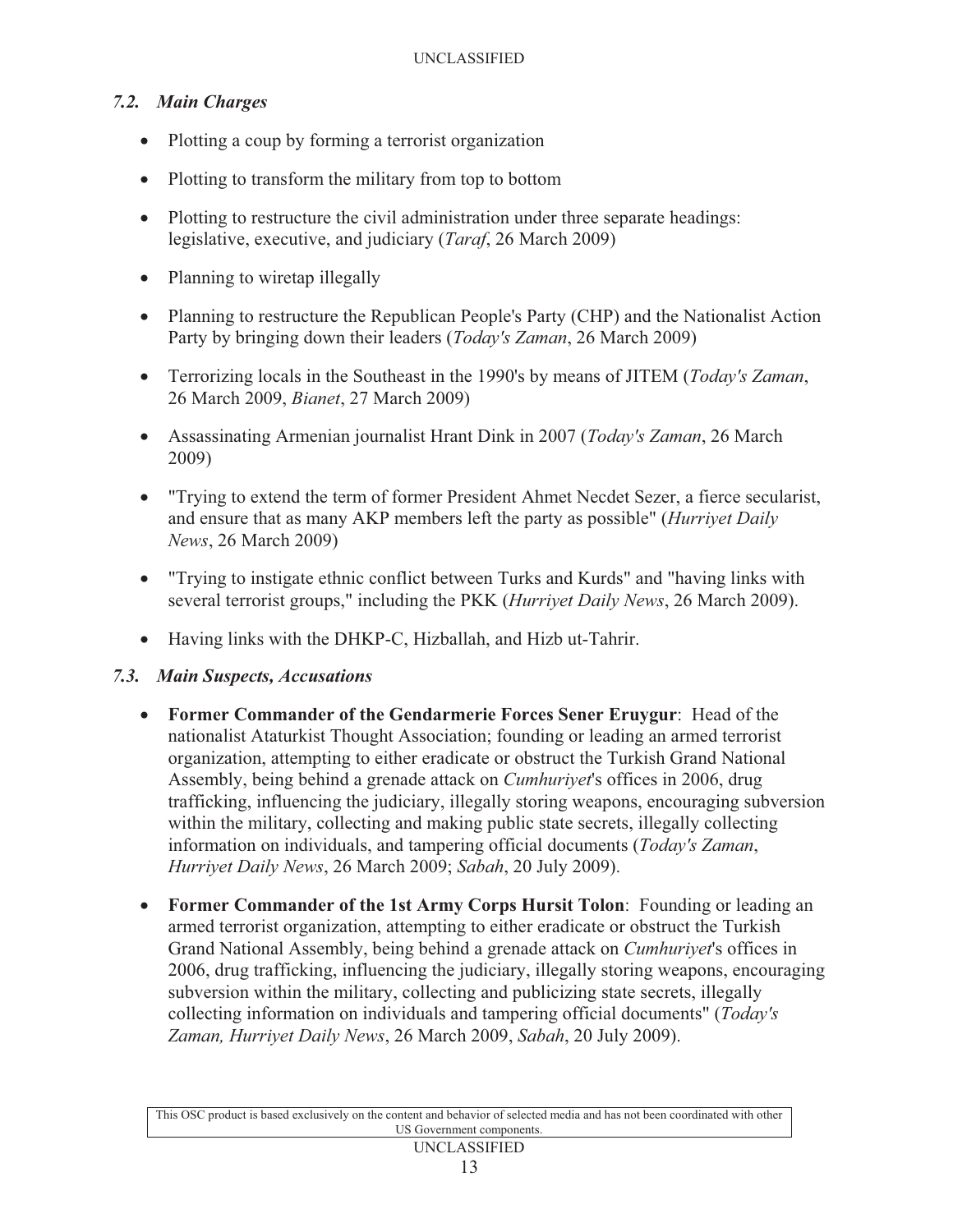### *7.2. Main Charges*

- Plotting a coup by forming a terrorist organization
- Plotting to transform the military from top to bottom
- Plotting to restructure the civil administration under three separate headings: legislative, executive, and judiciary (*Taraf*, 26 March 2009)
- Planning to wiretap illegally
- Planning to restructure the Republican People's Party (CHP) and the Nationalist Action Party by bringing down their leaders (*Today's Zaman*, 26 March 2009)
- Terrorizing locals in the Southeast in the 1990's by means of JITEM (*Today's Zaman*, 26 March 2009, *Bianet*, 27 March 2009)
- Assassinating Armenian journalist Hrant Dink in 2007 (*Today's Zaman*, 26 March 2009)
- "Trying to extend the term of former President Ahmet Necdet Sezer, a fierce secularist, and ensure that as many AKP members left the party as possible" (*Hurriyet Daily News*, 26 March 2009)
- "Trying to instigate ethnic conflict between Turks and Kurds" and "having links with several terrorist groups," including the PKK (*Hurriyet Daily News*, 26 March 2009).
- Having links with the DHKP-C, Hizballah, and Hizb ut-Tahrir.

### *7.3. Main Suspects, Accusations*

- **Former Commander of the Gendarmerie Forces Sener Eruygur**: Head of the nationalist Ataturkist Thought Association; founding or leading an armed terrorist organization, attempting to either eradicate or obstruct the Turkish Grand National Assembly, being behind a grenade attack on *Cumhuriyet*'s offices in 2006, drug trafficking, influencing the judiciary, illegally storing weapons, encouraging subversion within the military, collecting and making public state secrets, illegally collecting information on individuals, and tampering official documents (*Today's Zaman*, *Hurriyet Daily News*, 26 March 2009; *Sabah*, 20 July 2009).
- **Former Commander of the 1st Army Corps Hursit Tolon**: Founding or leading an armed terrorist organization, attempting to either eradicate or obstruct the Turkish Grand National Assembly, being behind a grenade attack on *Cumhuriyet*'s offices in 2006, drug trafficking, influencing the judiciary, illegally storing weapons, encouraging subversion within the military, collecting and publicizing state secrets, illegally collecting information on individuals and tampering official documents" (*Today's Zaman, Hurriyet Daily News*, 26 March 2009, *Sabah*, 20 July 2009).

This OSC product is based exclusively on the content and behavior of selected media and has not been coordinated with other US Government components.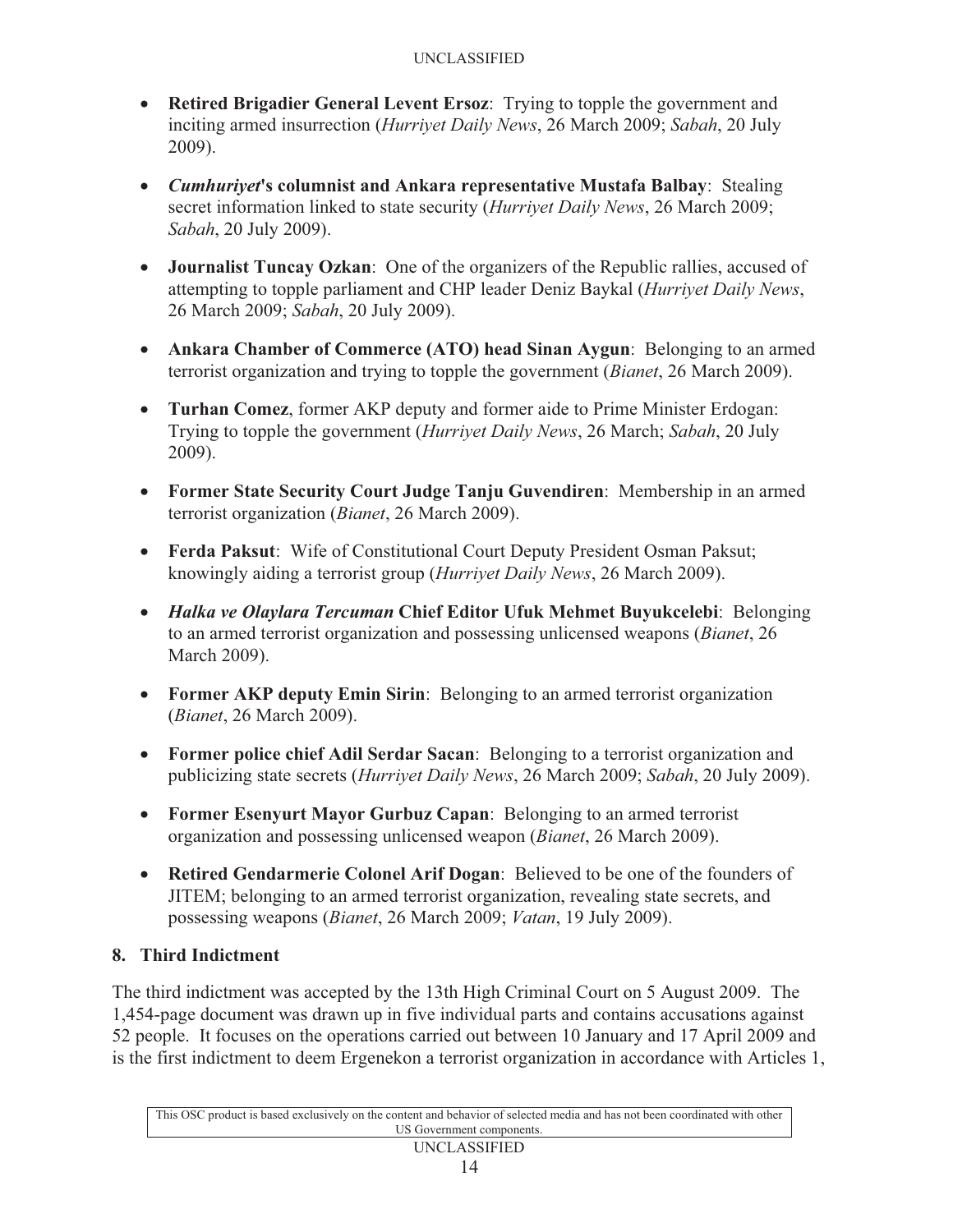- **Retired Brigadier General Levent Ersoz**: Trying to topple the government and inciting armed insurrection (*Hurriyet Daily News*, 26 March 2009; *Sabah*, 20 July 2009).

- ***Cumhuriyet*'s columnist and Ankara representative Mustafa Balbay**: Stealing secret information linked to state security (*Hurriyet Daily News*, 26 March 2009; *Sabah*, 20 July 2009).

- **Journalist Tuncay Ozkan**: One of the organizers of the Republic rallies, accused of attempting to topple parliament and CHP leader Deniz Baykal (*Hurriyet Daily News*, 26 March 2009; *Sabah*, 20 July 2009).

- **Ankara Chamber of Commerce (ATO) head Sinan Aygun**: Belonging to an armed terrorist organization and trying to topple the government (*Bianet*, 26 March 2009).

- **Turhan Comez**, former AKP deputy and former aide to Prime Minister Erdogan: Trying to topple the government (*Hurriyet Daily News*, 26 March; *Sabah*, 20 July 2009).

- **Former State Security Court Judge Tanju Guvendiren**: Membership in an armed terrorist organization (*Bianet*, 26 March 2009).

- **Ferda Paksut**: Wife of Constitutional Court Deputy President Osman Paksut; knowingly aiding a terrorist group (*Hurriyet Daily News*, 26 March 2009).

- ***Halka ve Olaylara Tercuman* Chief Editor Ufuk Mehmet Buyukcelebi**: Belonging to an armed terrorist organization and possessing unlicensed weapons (*Bianet*, 26 March 2009).

- **Former AKP deputy Emin Sirin**: Belonging to an armed terrorist organization (*Bianet*, 26 March 2009).

- **Former police chief Adil Serdar Sacan**: Belonging to a terrorist organization and publicizing state secrets (*Hurriyet Daily News*, 26 March 2009; *Sabah*, 20 July 2009).

- **Former Esenyurt Mayor Gurbuz Capan**: Belonging to an armed terrorist organization and possessing unlicensed weapon (*Bianet*, 26 March 2009).

- **Retired Gendarmerie Colonel Arif Dogan**: Believed to be one of the founders of JITEM; belonging to an armed terrorist organization, revealing state secrets, and possessing weapons (*Bianet*, 26 March 2009; *Vatan*, 19 July 2009).

## 8. Third Indictment

The third indictment was accepted by the 13th High Criminal Court on 5 August 2009. The 1,454-page document was drawn up in five individual parts and contains accusations against 52 people. It focuses on the operations carried out between 10 January and 17 April 2009 and is the first indictment to deem Ergenekon a terrorist organization in accordance with Articles 1,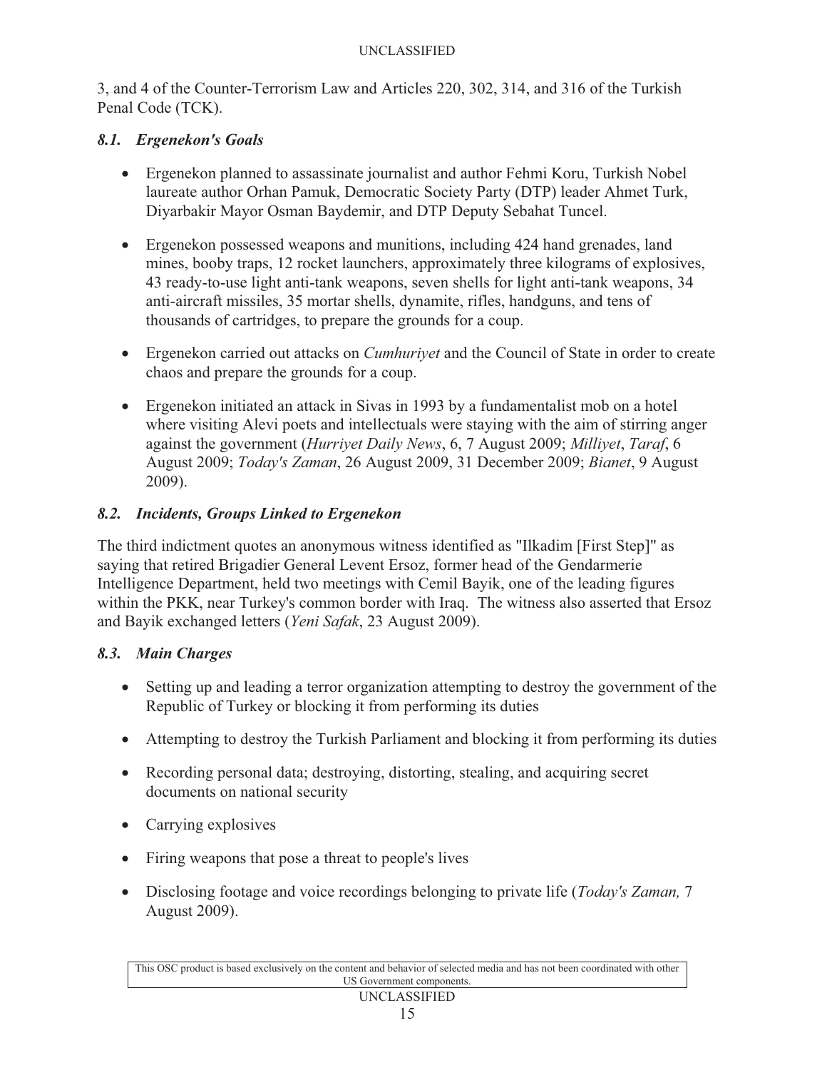3, and 4 of the Counter-Terrorism Law and Articles 220, 302, 314, and 316 of the Turkish Penal Code (TCK).

### *8.1. Ergenekon's Goals*

- Ergenekon planned to assassinate journalist and author Fehmi Koru, Turkish Nobel laureate author Orhan Pamuk, Democratic Society Party (DTP) leader Ahmet Turk, Diyarbakir Mayor Osman Baydemir, and DTP Deputy Sebahat Tuncel.

- Ergenekon possessed weapons and munitions, including 424 hand grenades, land mines, booby traps, 12 rocket launchers, approximately three kilograms of explosives, 43 ready-to-use light anti-tank weapons, seven shells for light anti-tank weapons, 34 anti-aircraft missiles, 35 mortar shells, dynamite, rifles, handguns, and tens of thousands of cartridges, to prepare the grounds for a coup.

- Ergenekon carried out attacks on *Cumhuriyet* and the Council of State in order to create chaos and prepare the grounds for a coup.

- Ergenekon initiated an attack in Sivas in 1993 by a fundamentalist mob on a hotel where visiting Alevi poets and intellectuals were staying with the aim of stirring anger against the government (*Hurriyet Daily News*, 6, 7 August 2009; *Milliyet*, *Taraf*, 6 August 2009; *Today's Zaman*, 26 August 2009, 31 December 2009; *Bianet*, 9 August 2009).

### *8.2. Incidents, Groups Linked to Ergenekon*

The third indictment quotes an anonymous witness identified as "Ilkadim [First Step]" as saying that retired Brigadier General Levent Ersoz, former head of the Gendarmerie Intelligence Department, held two meetings with Cemil Bayik, one of the leading figures within the PKK, near Turkey's common border with Iraq. The witness also asserted that Ersoz and Bayik exchanged letters (*Yeni Safak*, 23 August 2009).

### *8.3. Main Charges*

- Setting up and leading a terror organization attempting to destroy the government of the Republic of Turkey or blocking it from performing its duties

- Attempting to destroy the Turkish Parliament and blocking it from performing its duties

- Recording personal data; destroying, distorting, stealing, and acquiring secret documents on national security

- Carrying explosives

- Firing weapons that pose a threat to people's lives

- Disclosing footage and voice recordings belonging to private life (*Today's Zaman,* 7 August 2009).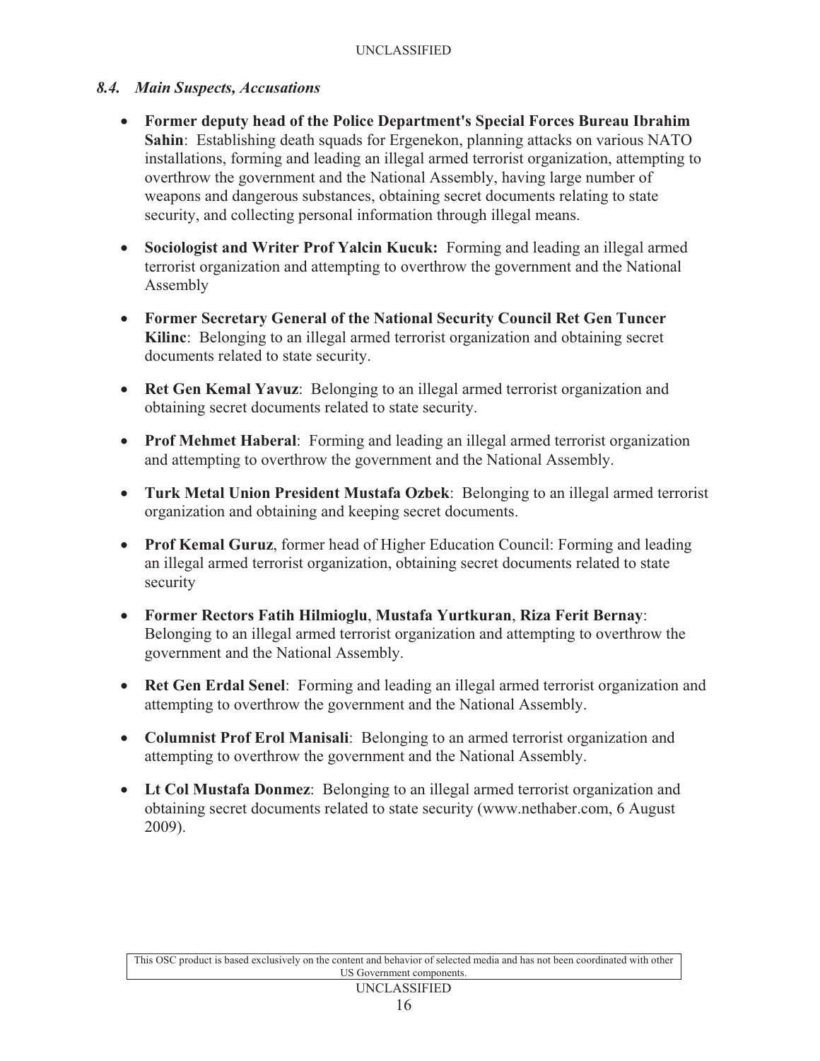### *8.4. Main Suspects, Accusations*

- **Former deputy head of the Police Department's Special Forces Bureau Ibrahim Sahin**: Establishing death squads for Ergenekon, planning attacks on various NATO installations, forming and leading an illegal armed terrorist organization, attempting to overthrow the government and the National Assembly, having large number of weapons and dangerous substances, obtaining secret documents relating to state security, and collecting personal information through illegal means.

- **Sociologist and Writer Prof Yalcin Kucuk:** Forming and leading an illegal armed terrorist organization and attempting to overthrow the government and the National Assembly

- **Former Secretary General of the National Security Council Ret Gen Tuncer Kilinc**: Belonging to an illegal armed terrorist organization and obtaining secret documents related to state security.

- **Ret Gen Kemal Yavuz**: Belonging to an illegal armed terrorist organization and obtaining secret documents related to state security.

- **Prof Mehmet Haberal**: Forming and leading an illegal armed terrorist organization and attempting to overthrow the government and the National Assembly.

- **Turk Metal Union President Mustafa Ozbek**: Belonging to an illegal armed terrorist organization and obtaining and keeping secret documents.

- **Prof Kemal Guruz**, former head of Higher Education Council: Forming and leading an illegal armed terrorist organization, obtaining secret documents related to state security

- **Former Rectors Fatih Hilmioglu**, **Mustafa Yurtkuran**, **Riza Ferit Bernay**: Belonging to an illegal armed terrorist organization and attempting to overthrow the government and the National Assembly.

- **Ret Gen Erdal Senel**: Forming and leading an illegal armed terrorist organization and attempting to overthrow the government and the National Assembly.

- **Columnist Prof Erol Manisali**: Belonging to an armed terrorist organization and attempting to overthrow the government and the National Assembly.

- **Lt Col Mustafa Donmez**: Belonging to an illegal armed terrorist organization and obtaining secret documents related to state security (www.nethaber.com, 6 August 2009).

This OSC product is based exclusively on the content and behavior of selected media and has not been coordinated with other US Government components.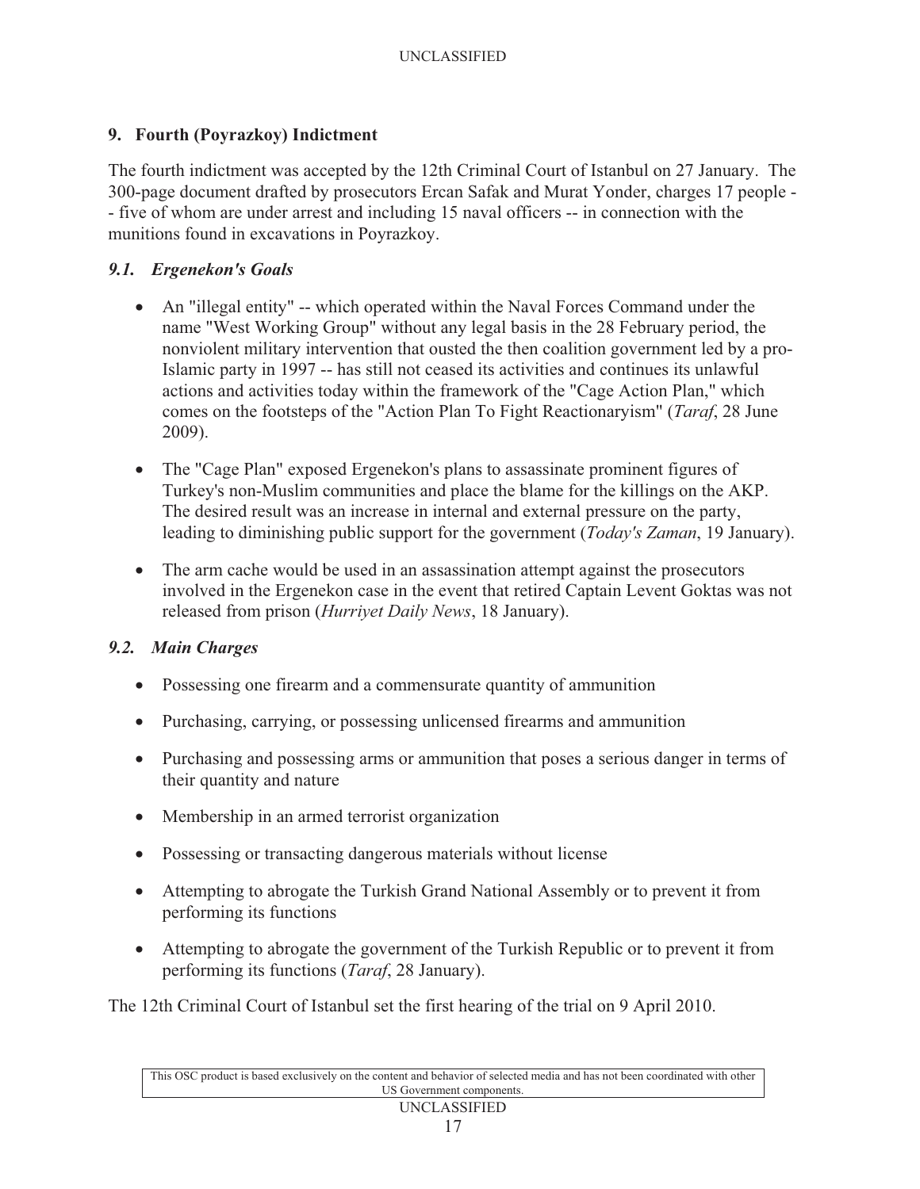## 9. Fourth (Poyrazkoy) Indictment

The fourth indictment was accepted by the 12th Criminal Court of Istanbul on 27 January. The 300-page document drafted by prosecutors Ercan Safak and Murat Yonder, charges 17 people -- five of whom are under arrest and including 15 naval officers -- in connection with the munitions found in excavations in Poyrazkoy.

### *9.1. Ergenekon's Goals*

- An "illegal entity" -- which operated within the Naval Forces Command under the name "West Working Group" without any legal basis in the 28 February period, the nonviolent military intervention that ousted the then coalition government led by a pro-Islamic party in 1997 -- has still not ceased its activities and continues its unlawful actions and activities today within the framework of the "Cage Action Plan," which comes on the footsteps of the "Action Plan To Fight Reactionaryism" (*Taraf*, 28 June 2009).

- The "Cage Plan" exposed Ergenekon's plans to assassinate prominent figures of Turkey's non-Muslim communities and place the blame for the killings on the AKP. The desired result was an increase in internal and external pressure on the party, leading to diminishing public support for the government (*Today's Zaman*, 19 January).

- The arm cache would be used in an assassination attempt against the prosecutors involved in the Ergenekon case in the event that retired Captain Levent Goktas was not released from prison (*Hurriyet Daily News*, 18 January).

### *9.2. Main Charges*

- Possessing one firearm and a commensurate quantity of ammunition
- Purchasing, carrying, or possessing unlicensed firearms and ammunition
- Purchasing and possessing arms or ammunition that poses a serious danger in terms of their quantity and nature
- Membership in an armed terrorist organization
- Possessing or transacting dangerous materials without license
- Attempting to abrogate the Turkish Grand National Assembly or to prevent it from performing its functions
- Attempting to abrogate the government of the Turkish Republic or to prevent it from performing its functions (*Taraf*, 28 January).

The 12th Criminal Court of Istanbul set the first hearing of the trial on 9 April 2010.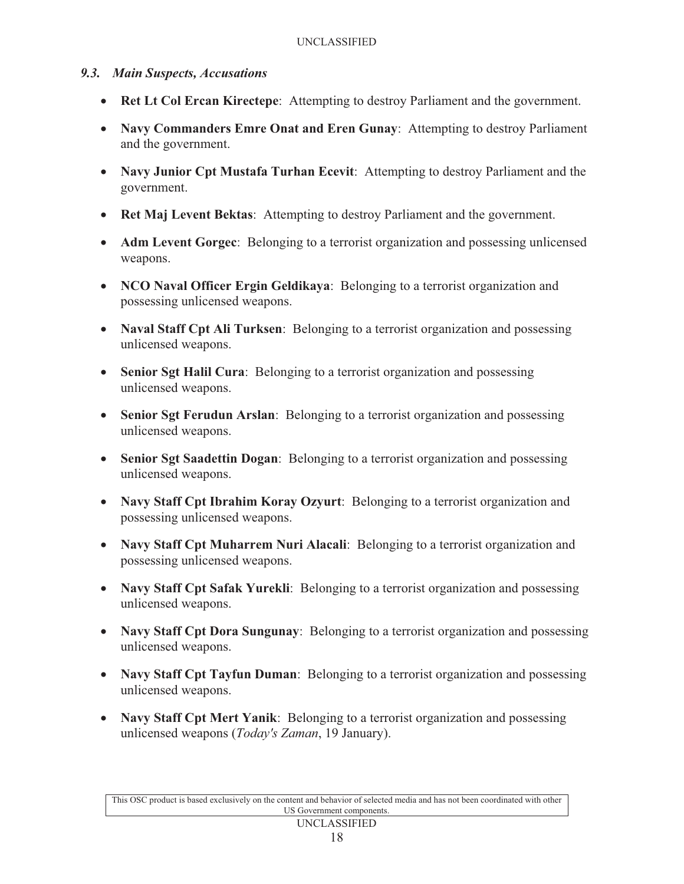### *9.3. Main Suspects, Accusations*

- **Ret Lt Col Ercan Kirectepe**: Attempting to destroy Parliament and the government.
- **Navy Commanders Emre Onat and Eren Gunay**: Attempting to destroy Parliament and the government.
- **Navy Junior Cpt Mustafa Turhan Ecevit**: Attempting to destroy Parliament and the government.
- **Ret Maj Levent Bektas**: Attempting to destroy Parliament and the government.
- **Adm Levent Gorgec**: Belonging to a terrorist organization and possessing unlicensed weapons.
- **NCO Naval Officer Ergin Geldikaya**: Belonging to a terrorist organization and possessing unlicensed weapons.
- **Naval Staff Cpt Ali Turksen**: Belonging to a terrorist organization and possessing unlicensed weapons.
- **Senior Sgt Halil Cura**: Belonging to a terrorist organization and possessing unlicensed weapons.
- **Senior Sgt Ferudun Arslan**: Belonging to a terrorist organization and possessing unlicensed weapons.
- **Senior Sgt Saadettin Dogan**: Belonging to a terrorist organization and possessing unlicensed weapons.
- **Navy Staff Cpt Ibrahim Koray Ozyurt**: Belonging to a terrorist organization and possessing unlicensed weapons.
- **Navy Staff Cpt Muharrem Nuri Alacali**: Belonging to a terrorist organization and possessing unlicensed weapons.
- **Navy Staff Cpt Safak Yurekli**: Belonging to a terrorist organization and possessing unlicensed weapons.
- **Navy Staff Cpt Dora Sungunay**: Belonging to a terrorist organization and possessing unlicensed weapons.
- **Navy Staff Cpt Tayfun Duman**: Belonging to a terrorist organization and possessing unlicensed weapons.
- **Navy Staff Cpt Mert Yanik**: Belonging to a terrorist organization and possessing unlicensed weapons (*Today's Zaman*, 19 January).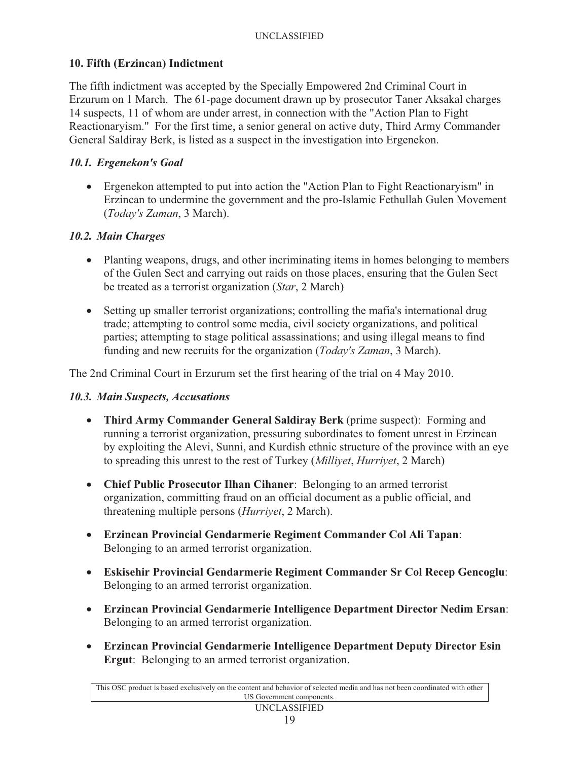## 10. Fifth (Erzincan) Indictment

The fifth indictment was accepted by the Specially Empowered 2nd Criminal Court in Erzurum on 1 March. The 61-page document drawn up by prosecutor Taner Aksakal charges 14 suspects, 11 of whom are under arrest, in connection with the "Action Plan to Fight Reactionaryism." For the first time, a senior general on active duty, Third Army Commander General Saldiray Berk, is listed as a suspect in the investigation into Ergenekon.

### *10.1. Ergenekon's Goal*

- Ergenekon attempted to put into action the "Action Plan to Fight Reactionaryism" in Erzincan to undermine the government and the pro-Islamic Fethullah Gulen Movement (*Today's Zaman*, 3 March).

### *10.2. Main Charges*

- Planting weapons, drugs, and other incriminating items in homes belonging to members of the Gulen Sect and carrying out raids on those places, ensuring that the Gulen Sect be treated as a terrorist organization (*Star*, 2 March)
- Setting up smaller terrorist organizations; controlling the mafia's international drug trade; attempting to control some media, civil society organizations, and political parties; attempting to stage political assassinations; and using illegal means to find funding and new recruits for the organization (*Today's Zaman*, 3 March).

The 2nd Criminal Court in Erzurum set the first hearing of the trial on 4 May 2010.

### *10.3. Main Suspects, Accusations*

- **Third Army Commander General Saldiray Berk** (prime suspect): Forming and running a terrorist organization, pressuring subordinates to foment unrest in Erzincan by exploiting the Alevi, Sunni, and Kurdish ethnic structure of the province with an eye to spreading this unrest to the rest of Turkey (*Milliyet*, *Hurriyet*, 2 March)
- **Chief Public Prosecutor Ilhan Cihaner**: Belonging to an armed terrorist organization, committing fraud on an official document as a public official, and threatening multiple persons (*Hurriyet*, 2 March).
- **Erzincan Provincial Gendarmerie Regiment Commander Col Ali Tapan**: Belonging to an armed terrorist organization.
- **Eskisehir Provincial Gendarmerie Regiment Commander Sr Col Recep Gencoglu**: Belonging to an armed terrorist organization.
- **Erzincan Provincial Gendarmerie Intelligence Department Director Nedim Ersan**: Belonging to an armed terrorist organization.
- **Erzincan Provincial Gendarmerie Intelligence Department Deputy Director Esin Ergut**: Belonging to an armed terrorist organization.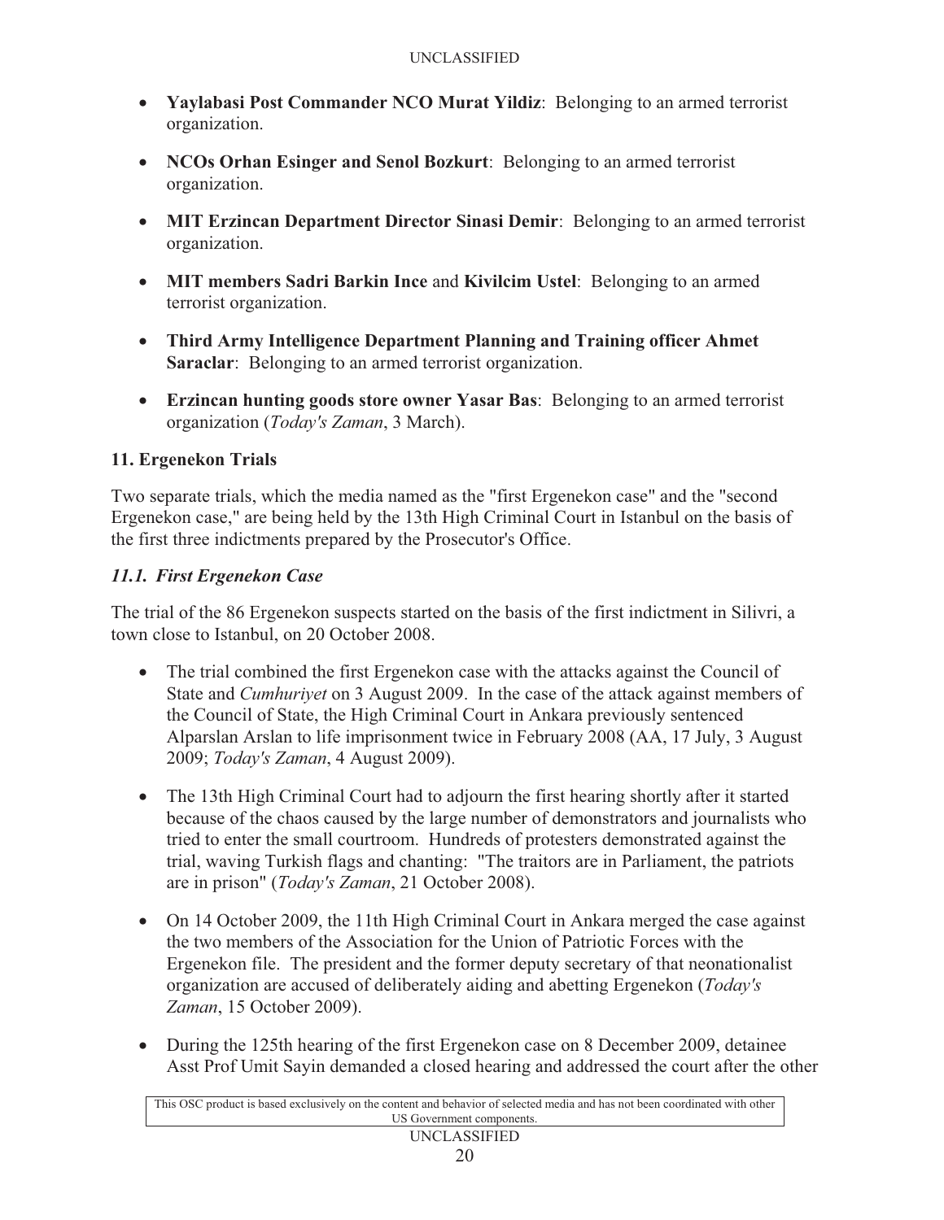- **Yaylabasi Post Commander NCO Murat Yildiz**: Belonging to an armed terrorist organization.
- **NCOs Orhan Esinger and Senol Bozkurt**: Belonging to an armed terrorist organization.
- **MIT Erzincan Department Director Sinasi Demir**: Belonging to an armed terrorist organization.
- **MIT members Sadri Barkin Ince** and **Kivilcim Ustel**: Belonging to an armed terrorist organization.
- **Third Army Intelligence Department Planning and Training officer Ahmet Saraclar**: Belonging to an armed terrorist organization.
- **Erzincan hunting goods store owner Yasar Bas**: Belonging to an armed terrorist organization (*Today's Zaman*, 3 March).

## 11. Ergenekon Trials

Two separate trials, which the media named as the "first Ergenekon case" and the "second Ergenekon case," are being held by the 13th High Criminal Court in Istanbul on the basis of the first three indictments prepared by the Prosecutor's Office.

### *11.1. First Ergenekon Case*

The trial of the 86 Ergenekon suspects started on the basis of the first indictment in Silivri, a town close to Istanbul, on 20 October 2008.

- The trial combined the first Ergenekon case with the attacks against the Council of State and *Cumhuriyet* on 3 August 2009. In the case of the attack against members of the Council of State, the High Criminal Court in Ankara previously sentenced Alparslan Arslan to life imprisonment twice in February 2008 (AA, 17 July, 3 August 2009; *Today's Zaman*, 4 August 2009).
- The 13th High Criminal Court had to adjourn the first hearing shortly after it started because of the chaos caused by the large number of demonstrators and journalists who tried to enter the small courtroom. Hundreds of protesters demonstrated against the trial, waving Turkish flags and chanting: "The traitors are in Parliament, the patriots are in prison" (*Today's Zaman*, 21 October 2008).
- On 14 October 2009, the 11th High Criminal Court in Ankara merged the case against the two members of the Association for the Union of Patriotic Forces with the Ergenekon file. The president and the former deputy secretary of that neonationalist organization are accused of deliberately aiding and abetting Ergenekon (*Today's Zaman*, 15 October 2009).
- During the 125th hearing of the first Ergenekon case on 8 December 2009, detainee Asst Prof Umit Sayin demanded a closed hearing and addressed the court after the other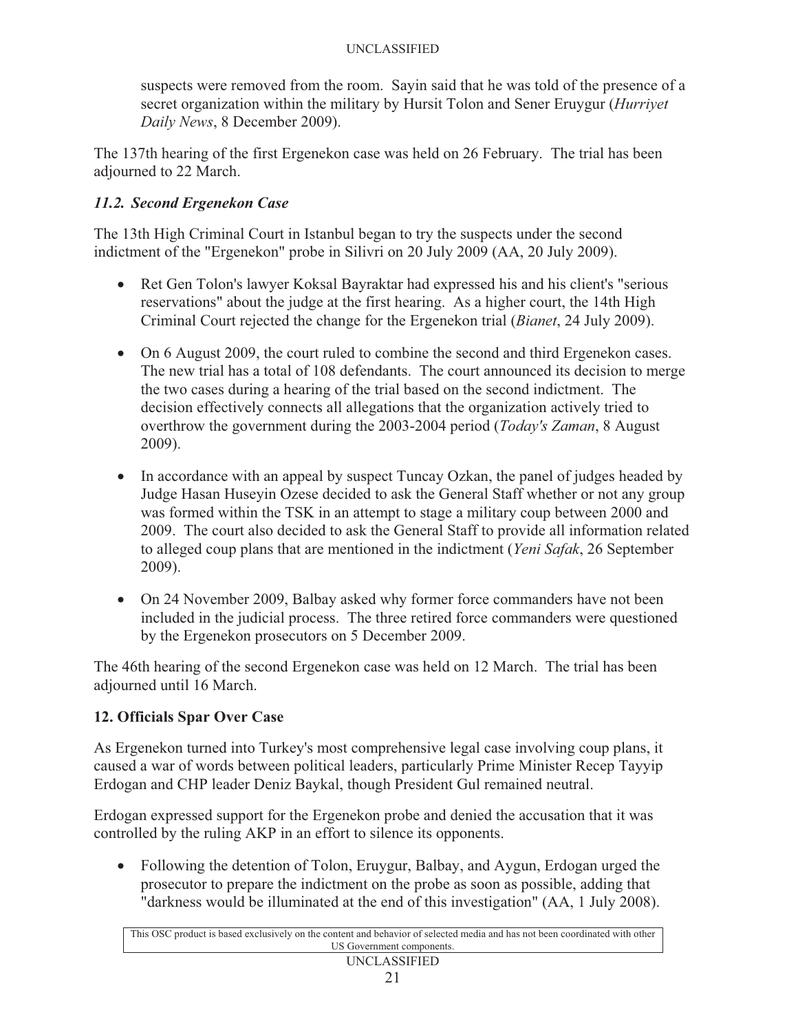suspects were removed from the room. Sayin said that he was told of the presence of a secret organization within the military by Hursit Tolon and Sener Eruygur (*Hurriyet Daily News*, 8 December 2009).

The 137th hearing of the first Ergenekon case was held on 26 February. The trial has been adjourned to 22 March.

### *11.2. Second Ergenekon Case*

The 13th High Criminal Court in Istanbul began to try the suspects under the second indictment of the "Ergenekon" probe in Silivri on 20 July 2009 (AA, 20 July 2009).

- Ret Gen Tolon's lawyer Koksal Bayraktar had expressed his and his client's "serious reservations" about the judge at the first hearing. As a higher court, the 14th High Criminal Court rejected the change for the Ergenekon trial (*Bianet*, 24 July 2009).
- On 6 August 2009, the court ruled to combine the second and third Ergenekon cases. The new trial has a total of 108 defendants. The court announced its decision to merge the two cases during a hearing of the trial based on the second indictment. The decision effectively connects all allegations that the organization actively tried to overthrow the government during the 2003-2004 period (*Today's Zaman*, 8 August 2009).
- In accordance with an appeal by suspect Tuncay Ozkan, the panel of judges headed by Judge Hasan Huseyin Ozese decided to ask the General Staff whether or not any group was formed within the TSK in an attempt to stage a military coup between 2000 and 2009. The court also decided to ask the General Staff to provide all information related to alleged coup plans that are mentioned in the indictment (*Yeni Safak*, 26 September 2009).
- On 24 November 2009, Balbay asked why former force commanders have not been included in the judicial process. The three retired force commanders were questioned by the Ergenekon prosecutors on 5 December 2009.

The 46th hearing of the second Ergenekon case was held on 12 March. The trial has been adjourned until 16 March.

## 12. Officials Spar Over Case

As Ergenekon turned into Turkey's most comprehensive legal case involving coup plans, it caused a war of words between political leaders, particularly Prime Minister Recep Tayyip Erdogan and CHP leader Deniz Baykal, though President Gul remained neutral.

Erdogan expressed support for the Ergenekon probe and denied the accusation that it was controlled by the ruling AKP in an effort to silence its opponents.

- Following the detention of Tolon, Eruygur, Balbay, and Aygun, Erdogan urged the prosecutor to prepare the indictment on the probe as soon as possible, adding that "darkness would be illuminated at the end of this investigation" (AA, 1 July 2008).

This OSC product is based exclusively on the content and behavior of selected media and has not been coordinated with other US Government components.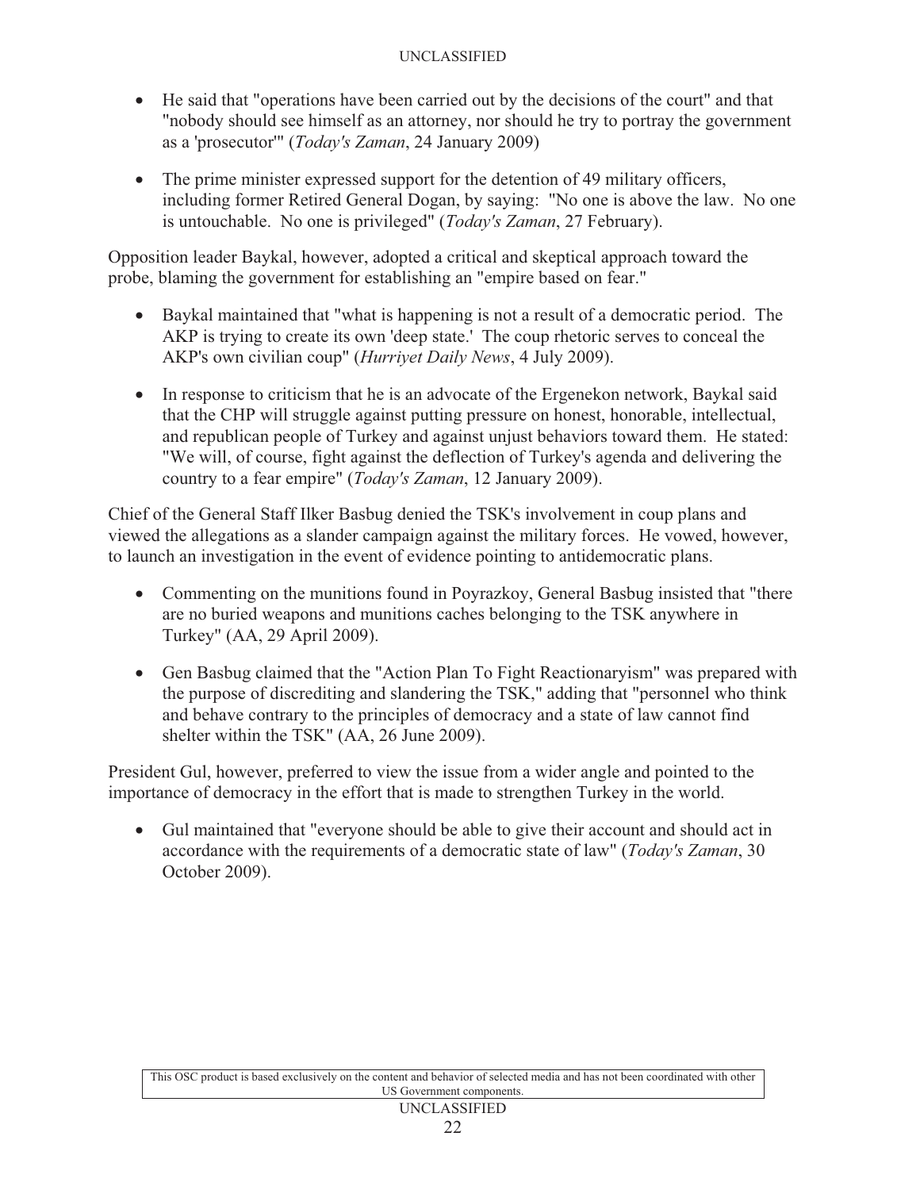- He said that "operations have been carried out by the decisions of the court" and that "nobody should see himself as an attorney, nor should he try to portray the government as a 'prosecutor'" (*Today's Zaman*, 24 January 2009)

- The prime minister expressed support for the detention of 49 military officers, including former Retired General Dogan, by saying: "No one is above the law. No one is untouchable. No one is privileged" (*Today's Zaman*, 27 February).

Opposition leader Baykal, however, adopted a critical and skeptical approach toward the probe, blaming the government for establishing an "empire based on fear."

- Baykal maintained that "what is happening is not a result of a democratic period. The AKP is trying to create its own 'deep state.' The coup rhetoric serves to conceal the AKP's own civilian coup" (*Hurriyet Daily News*, 4 July 2009).

- In response to criticism that he is an advocate of the Ergenekon network, Baykal said that the CHP will struggle against putting pressure on honest, honorable, intellectual, and republican people of Turkey and against unjust behaviors toward them. He stated: "We will, of course, fight against the deflection of Turkey's agenda and delivering the country to a fear empire" (*Today's Zaman*, 12 January 2009).

Chief of the General Staff Ilker Basbug denied the TSK's involvement in coup plans and viewed the allegations as a slander campaign against the military forces. He vowed, however, to launch an investigation in the event of evidence pointing to antidemocratic plans.

- Commenting on the munitions found in Poyrazkoy, General Basbug insisted that "there are no buried weapons and munitions caches belonging to the TSK anywhere in Turkey" (AA, 29 April 2009).

- Gen Basbug claimed that the "Action Plan To Fight Reactionaryism" was prepared with the purpose of discrediting and slandering the TSK," adding that "personnel who think and behave contrary to the principles of democracy and a state of law cannot find shelter within the TSK" (AA, 26 June 2009).

President Gul, however, preferred to view the issue from a wider angle and pointed to the importance of democracy in the effort that is made to strengthen Turkey in the world.

- Gul maintained that "everyone should be able to give their account and should act in accordance with the requirements of a democratic state of law" (*Today's Zaman*, 30 October 2009).

This OSC product is based exclusively on the content and behavior of selected media and has not been coordinated with other US Government components.